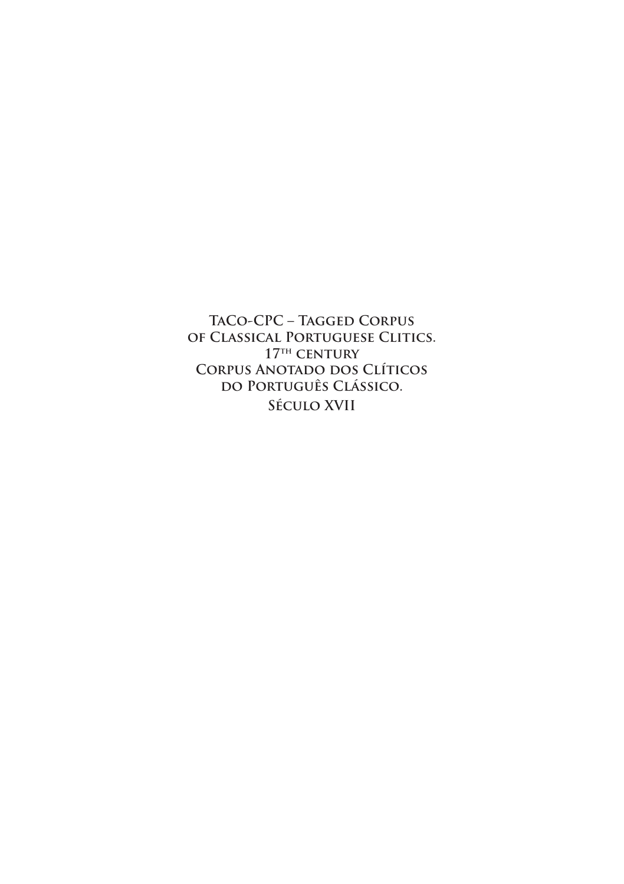# TaCo-CPC – Tagged Corpus of Classical Portuguese Clitics. 17th century

# Corpus Anotado dos Clíticos do Português Clássico. Século XVII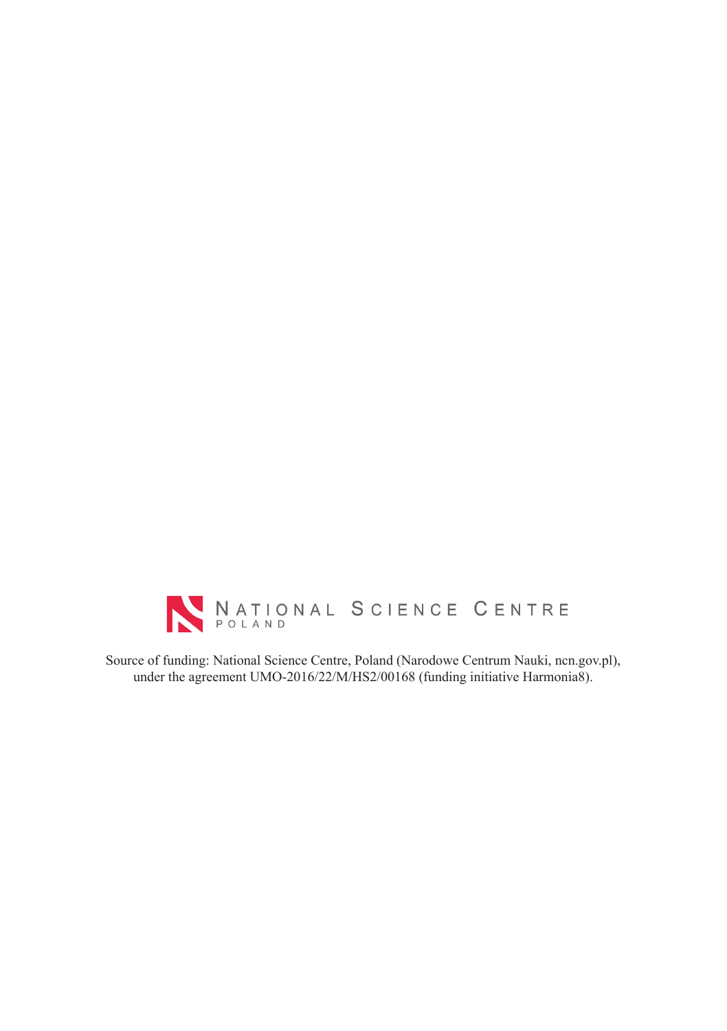NATIONAL SCIENCE CENTRE
POLAND

Source of funding: National Science Centre, Poland (Narodowe Centrum Nauki, ncn.gov.pl), under the agreement UMO-2016/22/M/HS2/00168 (funding initiative Harmonia8).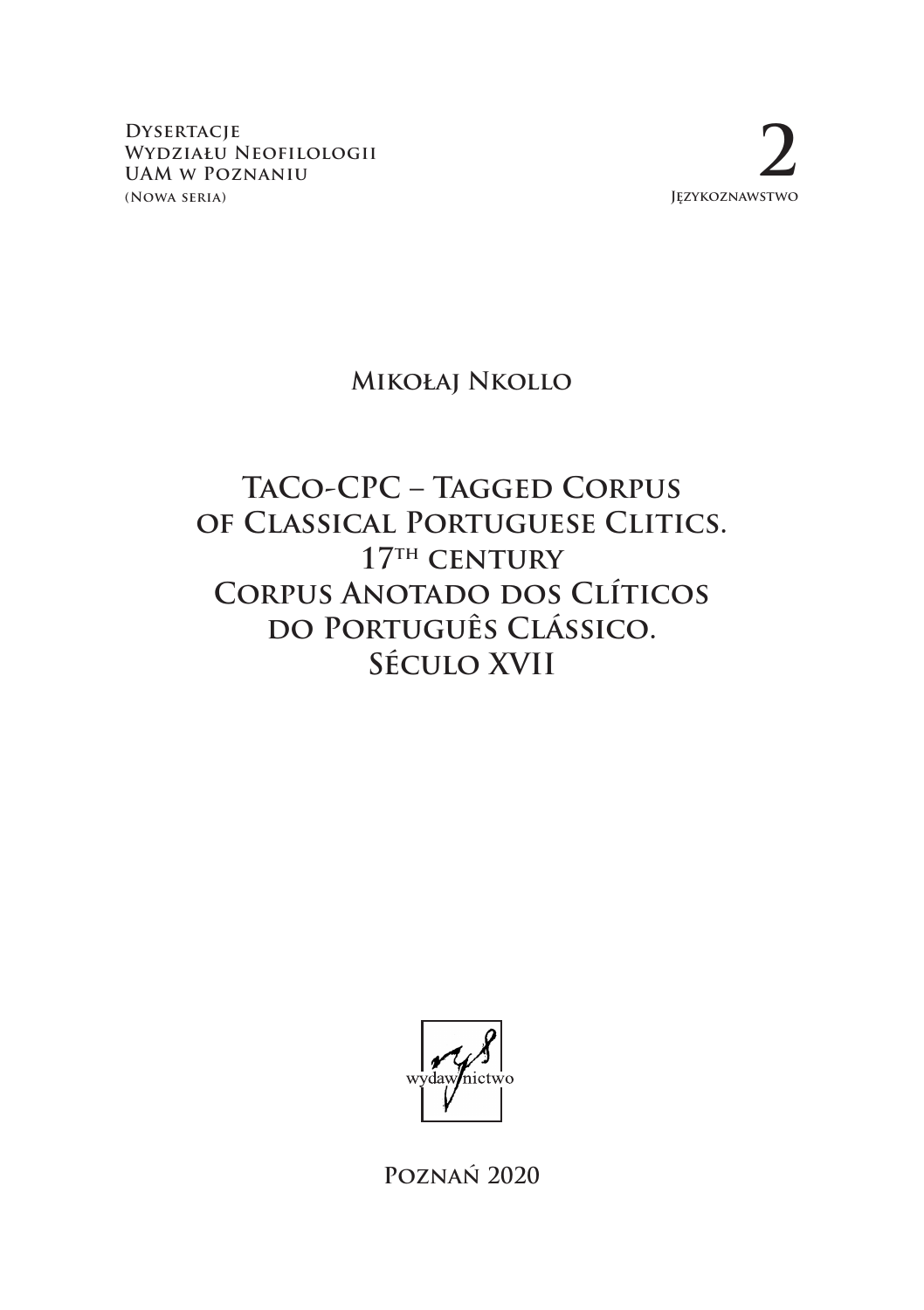Dysertacje
Wydziału Neofilologii
UAM w Poznaniu
(Nowa seria)

2
Językoznawstwo

**Mikołaj Nkollo**

# TaCo-CPC – Tagged Corpus of Classical Portuguese Clitics. 17th century
# Corpus Anotado dos Clíticos do Português Clássico. Século XVII

wydawnictwo

Poznań 2020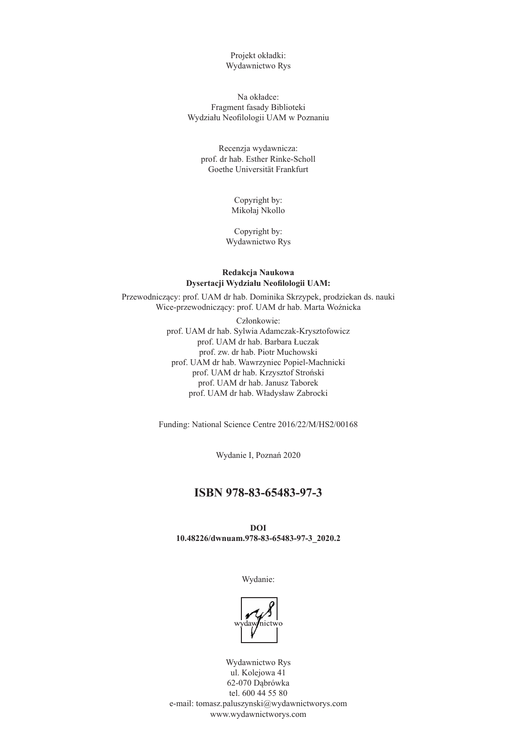Projekt okładki:
Wydawnictwo Rys

Na okładce:
Fragment fasady Biblioteki
Wydziału Neofilologii UAM w Poznaniu

Recenzja wydawnicza:
prof. dr hab. Esther Rinke-Scholl
Goethe Universität Frankfurt

Copyright by:
Mikołaj Nkollo

Copyright by:
Wydawnictwo Rys

**Redakcja Naukowa**
**Dysertacji Wydziału Neofilologii UAM:**

Przewodniczący: prof. UAM dr hab. Dominika Skrzypek, prodziekan ds. nauki
Wice-przewodniczący: prof. UAM dr hab. Marta Woźnicka

Członkowie:
prof. UAM dr hab. Sylwia Adamczak-Krysztofowicz
prof. UAM dr hab. Barbara Łuczak
prof. zw. dr hab. Piotr Muchowski
prof. UAM dr hab. Wawrzyniec Popiel-Machnicki
prof. UAM dr hab. Krzysztof Stroński
prof. UAM dr hab. Janusz Taborek
prof. UAM dr hab. Władysław Zabrocki

Funding: National Science Centre 2016/22/M/HS2/00168

Wydanie I, Poznań 2020

## ISBN 978-83-65483-97-3

**DOI**
**10.48226/dwnuam.978-83-65483-97-3_2020.2**

Wydanie:

wydawnictwo

Wydawnictwo Rys
ul. Kolejowa 41
62-070 Dąbrówka
tel. 600 44 55 80
e-mail: tomasz.paluszynski@wydawnictworys.com
www.wydawnictworys.com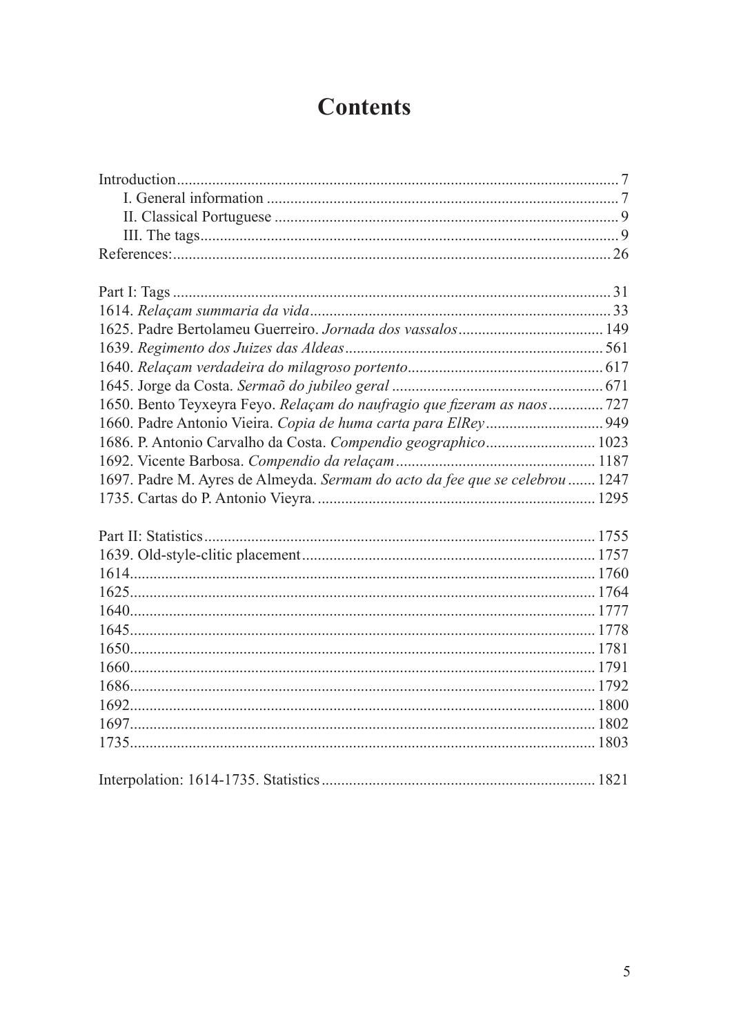# Contents

Introduction .......... 7
- I. General information .......... 7
- II. Classical Portuguese .......... 9
- III. The tags .......... 9

References: .......... 26

Part I: Tags .......... 31
1614. *Relaçam summaria da vida* .......... 33
1625. Padre Bertolameu Guerreiro. *Jornada dos vassalos* .......... 149
1639. *Regimento dos Juizes das Aldeas* .......... 561
1640. *Relaçam verdadeira do milagroso portento* .......... 617
1645. Jorge da Costa. *Sermaõ do jubileo geral* .......... 671
1650. Bento Teyxeyra Feyo. *Relaçam do naufragio que fizeram as naos* .......... 727
1660. Padre Antonio Vieira. *Copia de huma carta para ElRey* .......... 949
1686. P. Antonio Carvalho da Costa. *Compendio geographico* .......... 1023
1692. Vicente Barbosa. *Compendio da relaçam* .......... 1187
1697. Padre M. Ayres de Almeyda. *Sermam do acto da fee que se celebrou* .......... 1247
1735. Cartas do P. Antonio Vieyra. .......... 1295

Part II: Statistics .......... 1755
1639. Old-style-clitic placement .......... 1757
1614 .......... 1760
1625 .......... 1764
1640 .......... 1777
1645 .......... 1778
1650 .......... 1781
1660 .......... 1791
1686 .......... 1792
1692 .......... 1800
1697 .......... 1802
1735 .......... 1803

Interpolation: 1614-1735. Statistics .......... 1821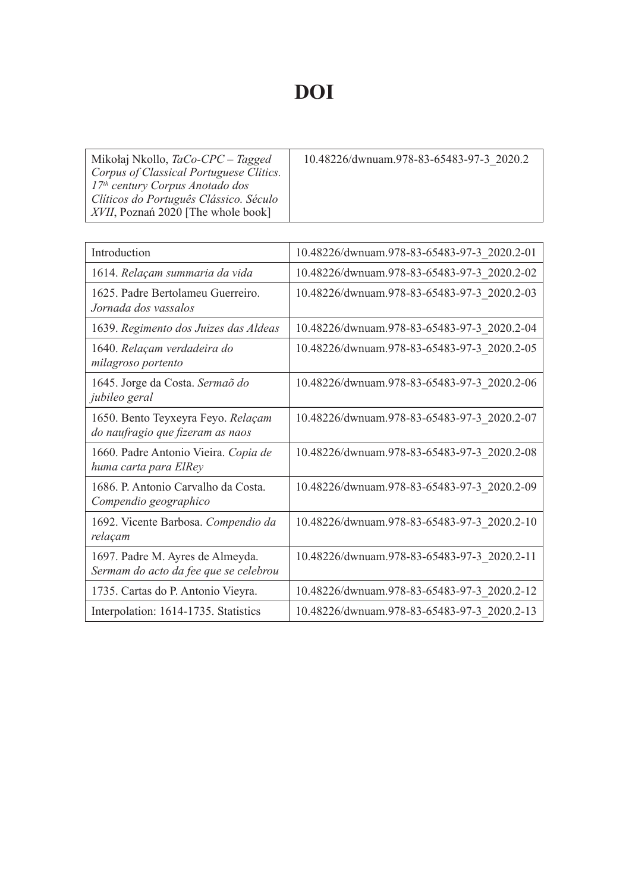# DOI

| Mikołaj Nkollo, *TaCo-CPC – Tagged Corpus of Classical Portuguese Clitics. 17th century Corpus Anotado dos Clíticos do Português Clássico. Século XVII*, Poznań 2020 [The whole book] | 10.48226/dwnuam.978-83-65483-97-3_2020.2 |
|---|---|

| Introduction | 10.48226/dwnuam.978-83-65483-97-3_2020.2-01 |
|---|---|
| 1614. *Relaçam summaria da vida* | 10.48226/dwnuam.978-83-65483-97-3_2020.2-02 |
| 1625. Padre Bertolameu Guerreiro. *Jornada dos vassalos* | 10.48226/dwnuam.978-83-65483-97-3_2020.2-03 |
| 1639. *Regimento dos Juizes das Aldeas* | 10.48226/dwnuam.978-83-65483-97-3_2020.2-04 |
| 1640. *Relaçam verdadeira do milagroso portento* | 10.48226/dwnuam.978-83-65483-97-3_2020.2-05 |
| 1645. Jorge da Costa. *Sermaõ do jubileo geral* | 10.48226/dwnuam.978-83-65483-97-3_2020.2-06 |
| 1650. Bento Teyxeyra Feyo. *Relaçam do naufragio que fizeram as naos* | 10.48226/dwnuam.978-83-65483-97-3_2020.2-07 |
| 1660. Padre Antonio Vieira. *Copia de huma carta para ElRey* | 10.48226/dwnuam.978-83-65483-97-3_2020.2-08 |
| 1686. P. Antonio Carvalho da Costa. *Compendio geographico* | 10.48226/dwnuam.978-83-65483-97-3_2020.2-09 |
| 1692. Vicente Barbosa. *Compendio da relaçam* | 10.48226/dwnuam.978-83-65483-97-3_2020.2-10 |
| 1697. Padre M. Ayres de Almeyda. *Sermam do acto da fee que se celebrou* | 10.48226/dwnuam.978-83-65483-97-3_2020.2-11 |
| 1735. Cartas do P. Antonio Vieyra. | 10.48226/dwnuam.978-83-65483-97-3_2020.2-12 |
| Interpolation: 1614-1735. Statistics | 10.48226/dwnuam.978-83-65483-97-3_2020.2-13 |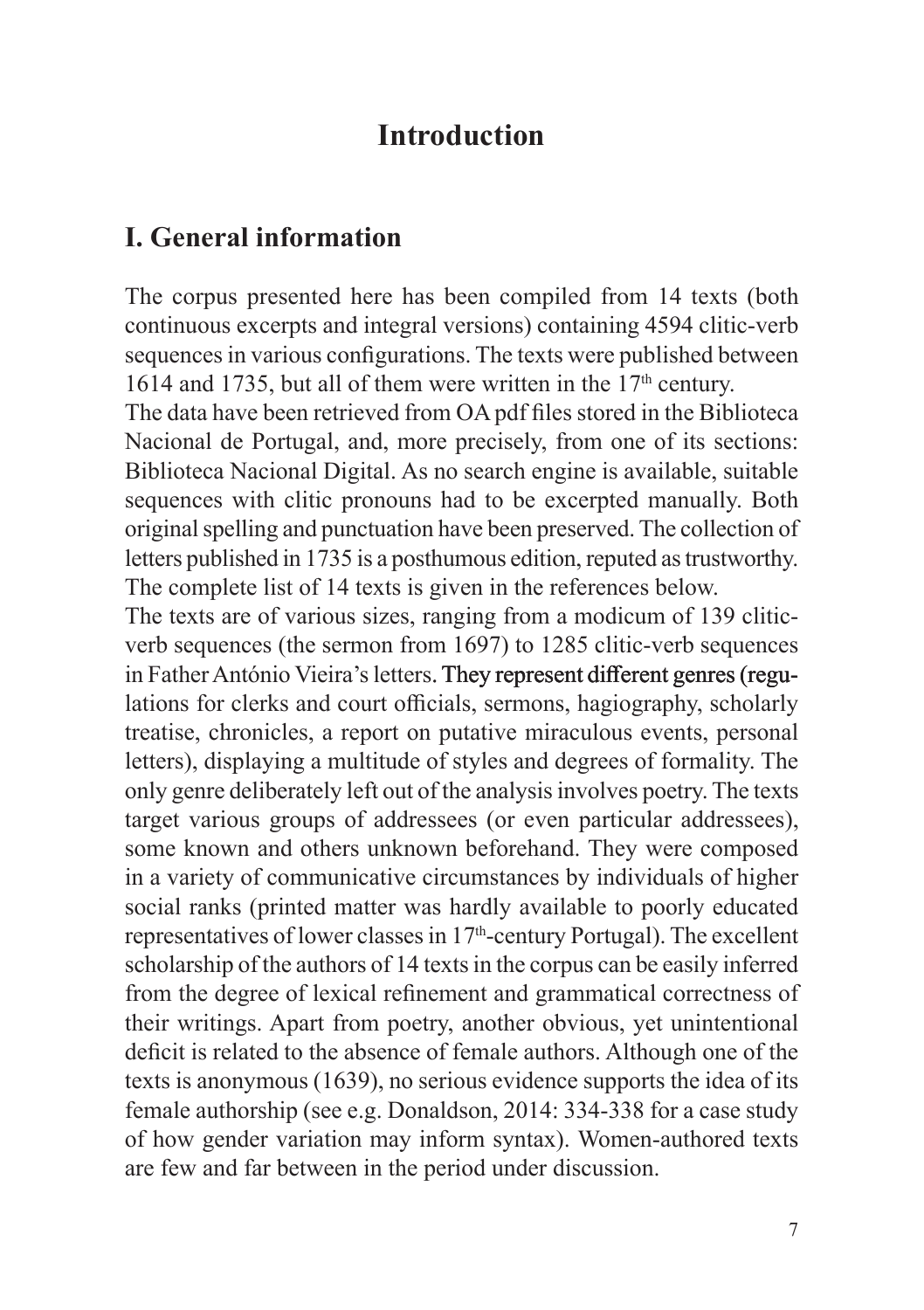# Introduction

## I. General information

The corpus presented here has been compiled from 14 texts (both continuous excerpts and integral versions) containing 4594 clitic-verb sequences in various configurations. The texts were published between 1614 and 1735, but all of them were written in the 17th century.

The data have been retrieved from OA pdf files stored in the Biblioteca Nacional de Portugal, and, more precisely, from one of its sections: Biblioteca Nacional Digital. As no search engine is available, suitable sequences with clitic pronouns had to be excerpted manually. Both original spelling and punctuation have been preserved. The collection of letters published in 1735 is a posthumous edition, reputed as trustworthy. The complete list of 14 texts is given in the references below.

The texts are of various sizes, ranging from a modicum of 139 clitic-verb sequences (the sermon from 1697) to 1285 clitic-verb sequences in Father António Vieira's letters. They represent different genres (regulations for clerks and court officials, sermons, hagiography, scholarly treatise, chronicles, a report on putative miraculous events, personal letters), displaying a multitude of styles and degrees of formality. The only genre deliberately left out of the analysis involves poetry. The texts target various groups of addressees (or even particular addressees), some known and others unknown beforehand. They were composed in a variety of communicative circumstances by individuals of higher social ranks (printed matter was hardly available to poorly educated representatives of lower classes in 17th-century Portugal). The excellent scholarship of the authors of 14 texts in the corpus can be easily inferred from the degree of lexical refinement and grammatical correctness of their writings. Apart from poetry, another obvious, yet unintentional deficit is related to the absence of female authors. Although one of the texts is anonymous (1639), no serious evidence supports the idea of its female authorship (see e.g. Donaldson, 2014: 334-338 for a case study of how gender variation may inform syntax). Women-authored texts are few and far between in the period under discussion.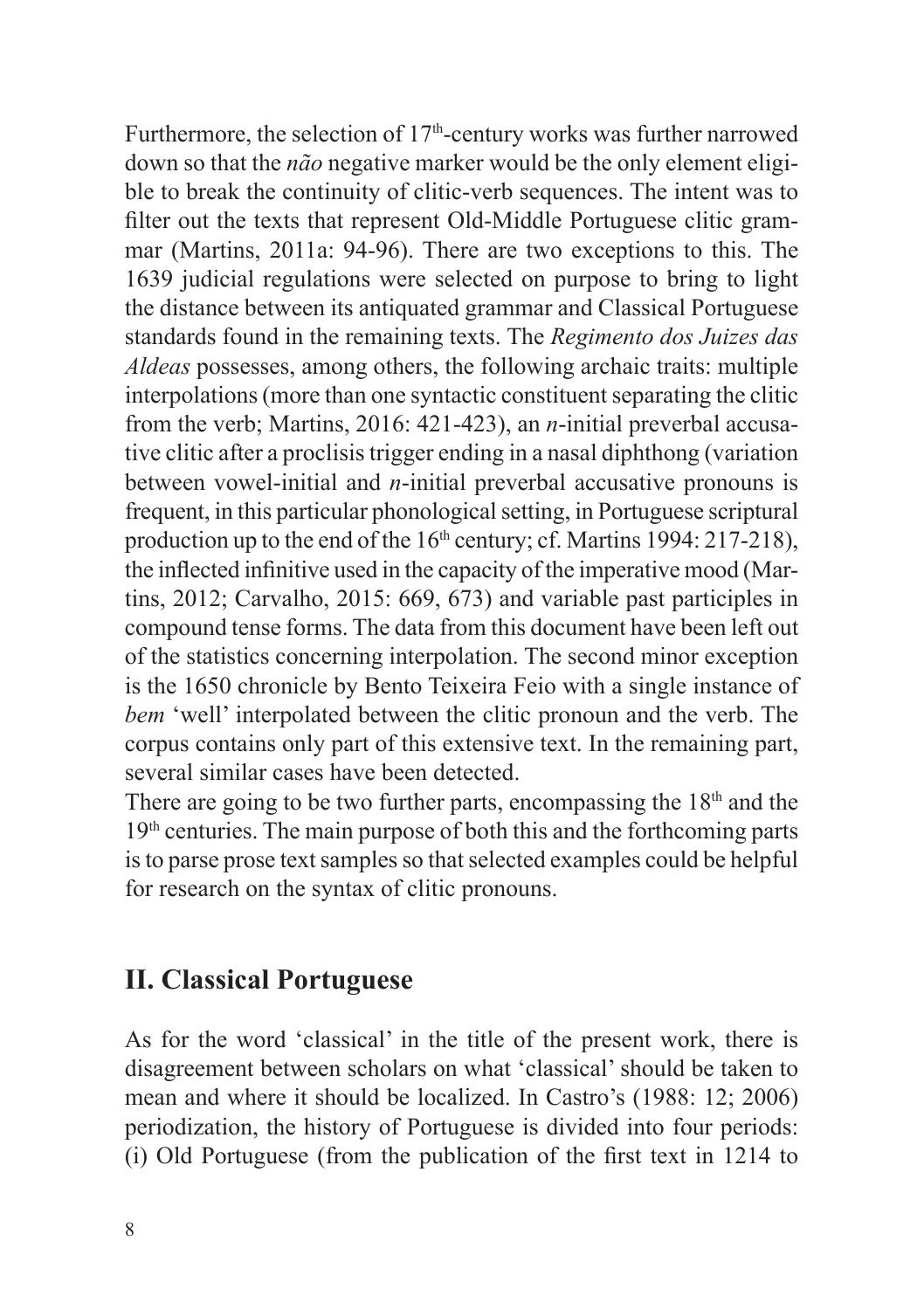Furthermore, the selection of 17th-century works was further narrowed down so that the *não* negative marker would be the only element eligible to break the continuity of clitic-verb sequences. The intent was to filter out the texts that represent Old-Middle Portuguese clitic grammar (Martins, 2011a: 94-96). There are two exceptions to this. The 1639 judicial regulations were selected on purpose to bring to light the distance between its antiquated grammar and Classical Portuguese standards found in the remaining texts. The *Regimento dos Juizes das Aldeas* possesses, among others, the following archaic traits: multiple interpolations (more than one syntactic constituent separating the clitic from the verb; Martins, 2016: 421-423), an *n*-initial preverbal accusative clitic after a proclisis trigger ending in a nasal diphthong (variation between vowel-initial and *n*-initial preverbal accusative pronouns is frequent, in this particular phonological setting, in Portuguese scriptural production up to the end of the 16th century; cf. Martins 1994: 217-218), the inflected infinitive used in the capacity of the imperative mood (Martins, 2012; Carvalho, 2015: 669, 673) and variable past participles in compound tense forms. The data from this document have been left out of the statistics concerning interpolation. The second minor exception is the 1650 chronicle by Bento Teixeira Feio with a single instance of *bem* 'well' interpolated between the clitic pronoun and the verb. The corpus contains only part of this extensive text. In the remaining part, several similar cases have been detected.

There are going to be two further parts, encompassing the 18th and the 19th centuries. The main purpose of both this and the forthcoming parts is to parse prose text samples so that selected examples could be helpful for research on the syntax of clitic pronouns.

## II. Classical Portuguese

As for the word 'classical' in the title of the present work, there is disagreement between scholars on what 'classical' should be taken to mean and where it should be localized. In Castro's (1988: 12; 2006) periodization, the history of Portuguese is divided into four periods: (i) Old Portuguese (from the publication of the first text in 1214 to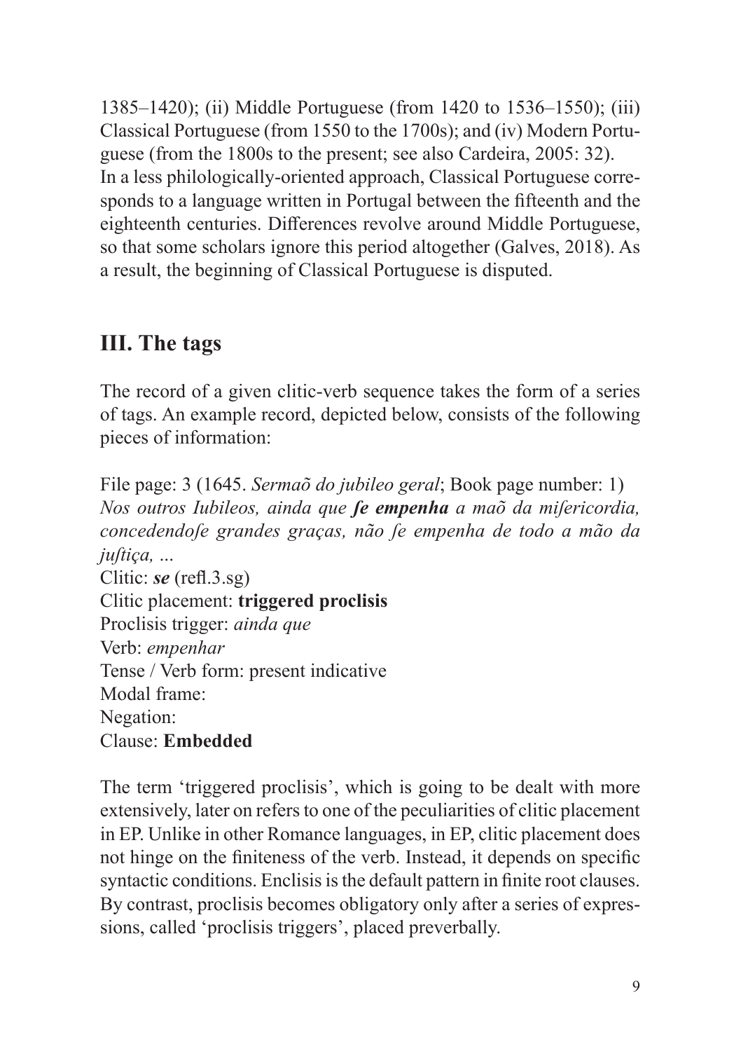1385–1420); (ii) Middle Portuguese (from 1420 to 1536–1550); (iii) Classical Portuguese (from 1550 to the 1700s); and (iv) Modern Portuguese (from the 1800s to the present; see also Cardeira, 2005: 32). In a less philologically-oriented approach, Classical Portuguese corresponds to a language written in Portugal between the fifteenth and the eighteenth centuries. Differences revolve around Middle Portuguese, so that some scholars ignore this period altogether (Galves, 2018). As a result, the beginning of Classical Portuguese is disputed.

## III. The tags

The record of a given clitic-verb sequence takes the form of a series of tags. An example record, depicted below, consists of the following pieces of information:

File page: 3 (1645. *Sermaõ do jubileo geral*; Book page number: 1)
*Nos outros Iubileos, ainda que **ſe empenha** a maõ da miſericordia, concedendoſe grandes graças, não ſe empenha de todo a mão da juſtiça, ...*
Clitic: ***se*** (refl.3.sg)
Clitic placement: **triggered proclisis**
Proclisis trigger: *ainda que*
Verb: *empenhar*
Tense / Verb form: present indicative
Modal frame:
Negation:
Clause: **Embedded**

The term 'triggered proclisis', which is going to be dealt with more extensively, later on refers to one of the peculiarities of clitic placement in EP. Unlike in other Romance languages, in EP, clitic placement does not hinge on the finiteness of the verb. Instead, it depends on specific syntactic conditions. Enclisis is the default pattern in finite root clauses. By contrast, proclisis becomes obligatory only after a series of expressions, called 'proclisis triggers', placed preverbally.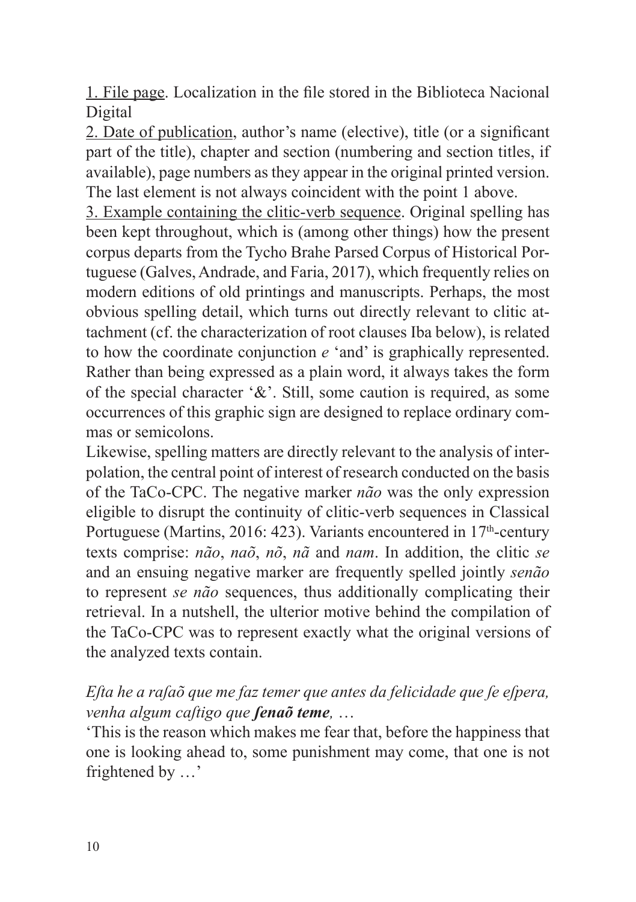1. File page. Localization in the file stored in the Biblioteca Nacional Digital

2. Date of publication, author's name (elective), title (or a significant part of the title), chapter and section (numbering and section titles, if available), page numbers as they appear in the original printed version. The last element is not always coincident with the point 1 above.

3. Example containing the clitic-verb sequence. Original spelling has been kept throughout, which is (among other things) how the present corpus departs from the Tycho Brahe Parsed Corpus of Historical Portuguese (Galves, Andrade, and Faria, 2017), which frequently relies on modern editions of old printings and manuscripts. Perhaps, the most obvious spelling detail, which turns out directly relevant to clitic attachment (cf. the characterization of root clauses Iba below), is related to how the coordinate conjunction *e* 'and' is graphically represented. Rather than being expressed as a plain word, it always takes the form of the special character '&'. Still, some caution is required, as some occurrences of this graphic sign are designed to replace ordinary commas or semicolons.

Likewise, spelling matters are directly relevant to the analysis of interpolation, the central point of interest of research conducted on the basis of the TaCo-CPC. The negative marker *não* was the only expression eligible to disrupt the continuity of clitic-verb sequences in Classical Portuguese (Martins, 2016: 423). Variants encountered in 17th-century texts comprise: *não*, *naõ*, *nõ*, *nã* and *nam*. In addition, the clitic *se* and an ensuing negative marker are frequently spelled jointly *senão* to represent *se não* sequences, thus additionally complicating their retrieval. In a nutshell, the ulterior motive behind the compilation of the TaCo-CPC was to represent exactly what the original versions of the analyzed texts contain.

*Efta he a rafaõ que me faz temer que antes da felicidade que ſe eſpera, venha algum caſtigo que* ***ſenaõ teme****,* …

'This is the reason which makes me fear that, before the happiness that one is looking ahead to, some punishment may come, that one is not frightened by …'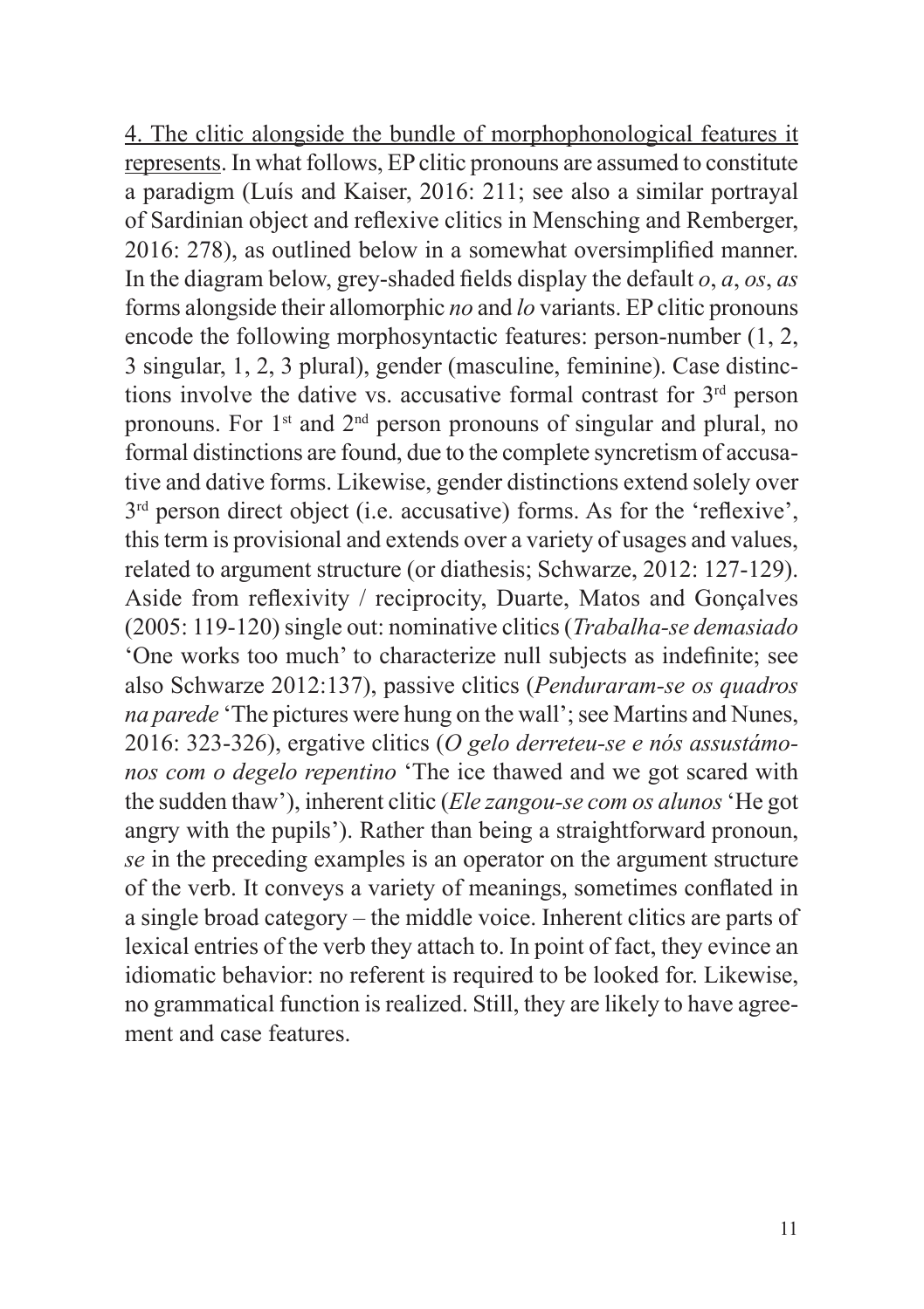<u>4. The clitic alongside the bundle of morphophonological features it represents</u>. In what follows, EP clitic pronouns are assumed to constitute a paradigm (Luís and Kaiser, 2016: 211; see also a similar portrayal of Sardinian object and reflexive clitics in Mensching and Remberger, 2016: 278), as outlined below in a somewhat oversimplified manner. In the diagram below, grey-shaded fields display the default *o*, *a*, *os*, *as* forms alongside their allomorphic *no* and *lo* variants. EP clitic pronouns encode the following morphosyntactic features: person-number (1, 2, 3 singular, 1, 2, 3 plural), gender (masculine, feminine). Case distinctions involve the dative vs. accusative formal contrast for 3rd person pronouns. For 1st and 2nd person pronouns of singular and plural, no formal distinctions are found, due to the complete syncretism of accusative and dative forms. Likewise, gender distinctions extend solely over 3rd person direct object (i.e. accusative) forms. As for the 'reflexive', this term is provisional and extends over a variety of usages and values, related to argument structure (or diathesis; Schwarze, 2012: 127-129). Aside from reflexivity / reciprocity, Duarte, Matos and Gonçalves (2005: 119-120) single out: nominative clitics (*Trabalha-se demasiado* 'One works too much' to characterize null subjects as indefinite; see also Schwarze 2012:137), passive clitics (*Penduraram-se os quadros na parede* 'The pictures were hung on the wall'; see Martins and Nunes, 2016: 323-326), ergative clitics (*O gelo derreteu-se e nós assustámonos com o degelo repentino* 'The ice thawed and we got scared with the sudden thaw'), inherent clitic (*Ele zangou-se com os alunos* 'He got angry with the pupils'). Rather than being a straightforward pronoun, *se* in the preceding examples is an operator on the argument structure of the verb. It conveys a variety of meanings, sometimes conflated in a single broad category – the middle voice. Inherent clitics are parts of lexical entries of the verb they attach to. In point of fact, they evince an idiomatic behavior: no referent is required to be looked for. Likewise, no grammatical function is realized. Still, they are likely to have agreement and case features.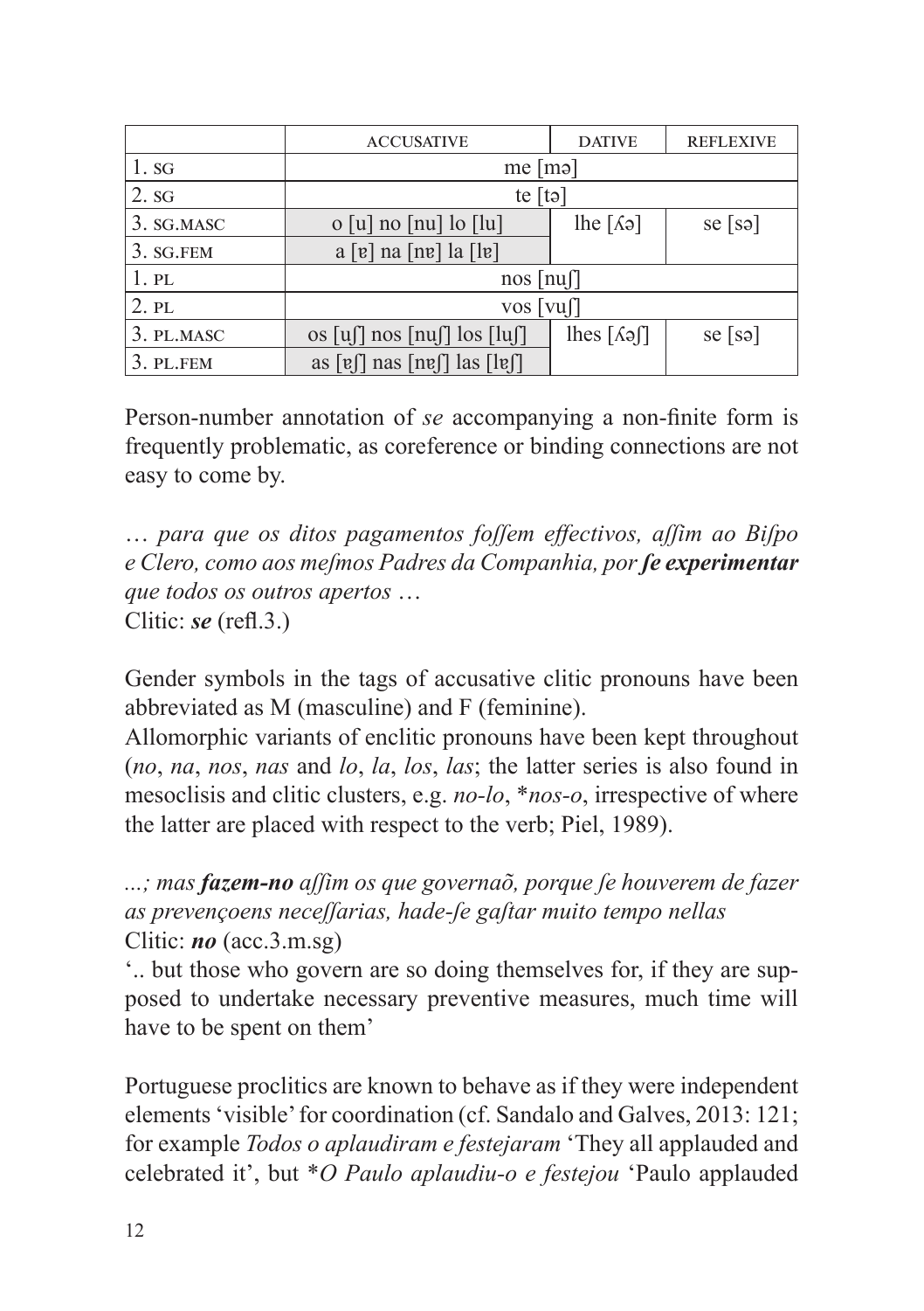|  | ACCUSATIVE | DATIVE | REFLEXIVE |
| --- | --- | --- | --- |
| 1. SG | me [mə] | | |
| 2. SG | te [tə] | | |
| 3. SG.MASC | o [u] no [nu] lo [lu] | lhe [ʎə] | se [sə] |
| 3. SG.FEM | a [ɐ] na [nɐ] la [lɐ] | | |
| 1. PL | nos [nuʃ] | | |
| 2. PL | vos [vuʃ] | | |
| 3. PL.MASC | os [uʃ] nos [nuʃ] los [luʃ] | lhes [ʎəʃ] | se [sə] |
| 3. PL.FEM | as [ɐʃ] nas [nɐʃ] las [lɐʃ] | | |

Person-number annotation of *se* accompanying a non-finite form is frequently problematic, as coreference or binding connections are not easy to come by.

… *para que os ditos pagamentos foſſem effectivos, aſſim ao Biſpo e Clero, como aos meſmos Padres da Companhia, por* ***ſe experimentar*** *que todos os outros apertos* …
Clitic: ***se*** (refl.3.)

Gender symbols in the tags of accusative clitic pronouns have been abbreviated as M (masculine) and F (feminine).
Allomorphic variants of enclitic pronouns have been kept throughout (*no*, *na*, *nos*, *nas* and *lo*, *la*, *los*, *las*; the latter series is also found in mesoclisis and clitic clusters, e.g. *no-lo*, \**nos-o*, irrespective of where the latter are placed with respect to the verb; Piel, 1989).

*...; mas* ***fazem-no*** *aſſim os que governaõ, porque ſe houverem de fazer as prevençoens neceſſarias, hade-ſe gaſtar muito tempo nellas*
Clitic: ***no*** (acc.3.m.sg)
'.. but those who govern are so doing themselves for, if they are supposed to undertake necessary preventive measures, much time will have to be spent on them'

Portuguese proclitics are known to behave as if they were independent elements 'visible' for coordination (cf. Sandalo and Galves, 2013: 121; for example *Todos o aplaudiram e festejaram* 'They all applauded and celebrated it', but \**O Paulo aplaudiu-o e festejou* 'Paulo applauded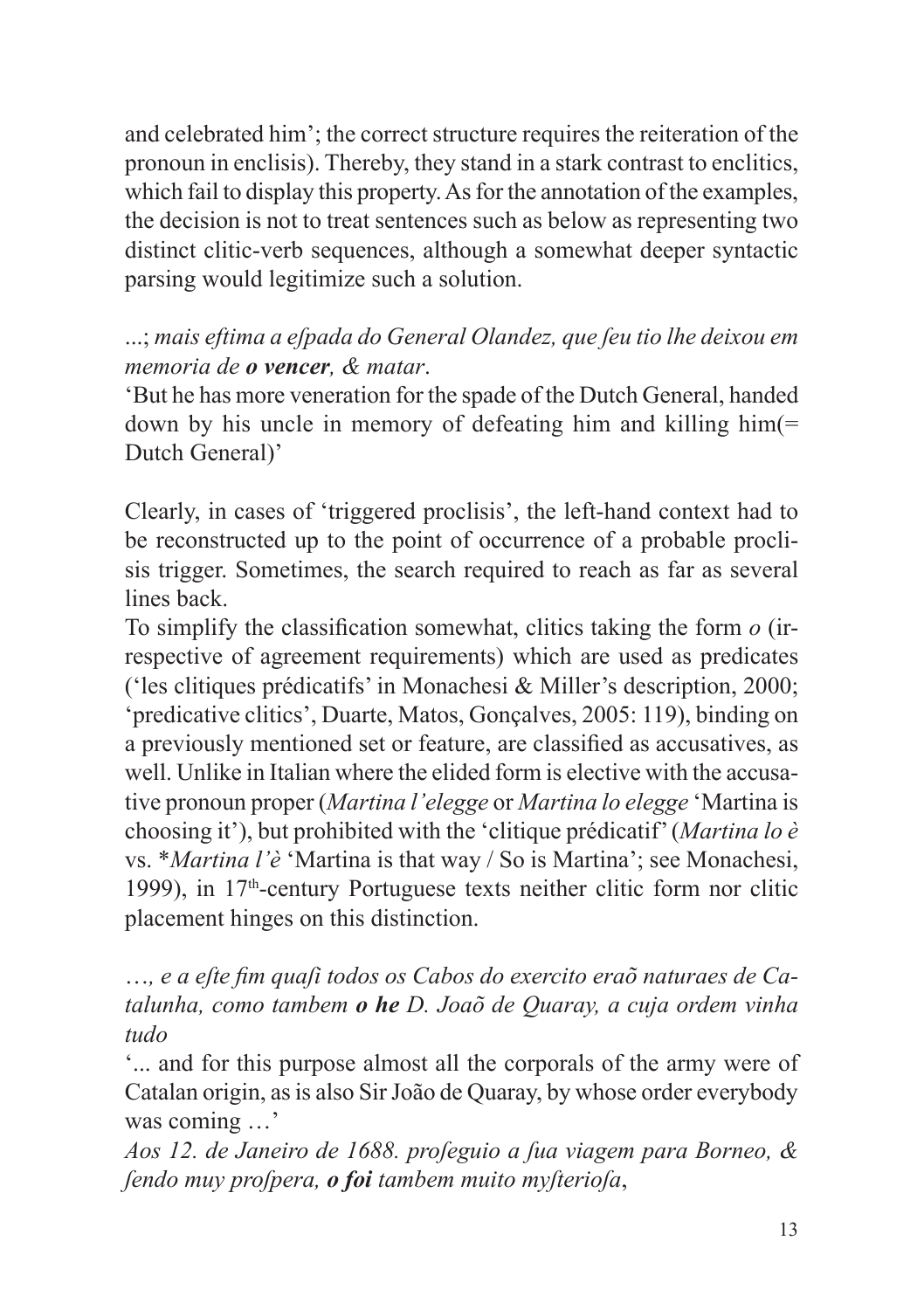and celebrated him'; the correct structure requires the reiteration of the pronoun in enclisis). Thereby, they stand in a stark contrast to enclitics, which fail to display this property. As for the annotation of the examples, the decision is not to treat sentences such as below as representing two distinct clitic-verb sequences, although a somewhat deeper syntactic parsing would legitimize such a solution.

...; *mais eftima a efpada do General Olandez, que feu tio lhe deixou em memoria de **o vencer**, & matar*.
'But he has more veneration for the spade of the Dutch General, handed down by his uncle in memory of defeating him and killing him(= Dutch General)'

Clearly, in cases of 'triggered proclisis', the left-hand context had to be reconstructed up to the point of occurrence of a probable proclisis trigger. Sometimes, the search required to reach as far as several lines back.

To simplify the classification somewhat, clitics taking the form *o* (irrespective of agreement requirements) which are used as predicates ('les clitiques prédicatifs' in Monachesi & Miller's description, 2000; 'predicative clitics', Duarte, Matos, Gonçalves, 2005: 119), binding on a previously mentioned set or feature, are classified as accusatives, as well. Unlike in Italian where the elided form is elective with the accusative pronoun proper (*Martina l'elegge* or *Martina lo elegge* 'Martina is choosing it'), but prohibited with the 'clitique prédicatif' (*Martina lo è* vs. \**Martina l'è* 'Martina is that way / So is Martina'; see Monachesi, 1999), in 17th-century Portuguese texts neither clitic form nor clitic placement hinges on this distinction.

*..., e a efte fim quafi todos os Cabos do exercito eraõ naturaes de Catalunha, como tambem **o he** D. Joaõ de Quaray, a cuja ordem vinha tudo*
'... and for this purpose almost all the corporals of the army were of Catalan origin, as is also Sir João de Quaray, by whose order everybody was coming ...'
*Aos 12. de Janeiro de 1688. profeguio a fua viagem para Borneo, & fendo muy profpera, **o foi** tambem muito myfteriofa*,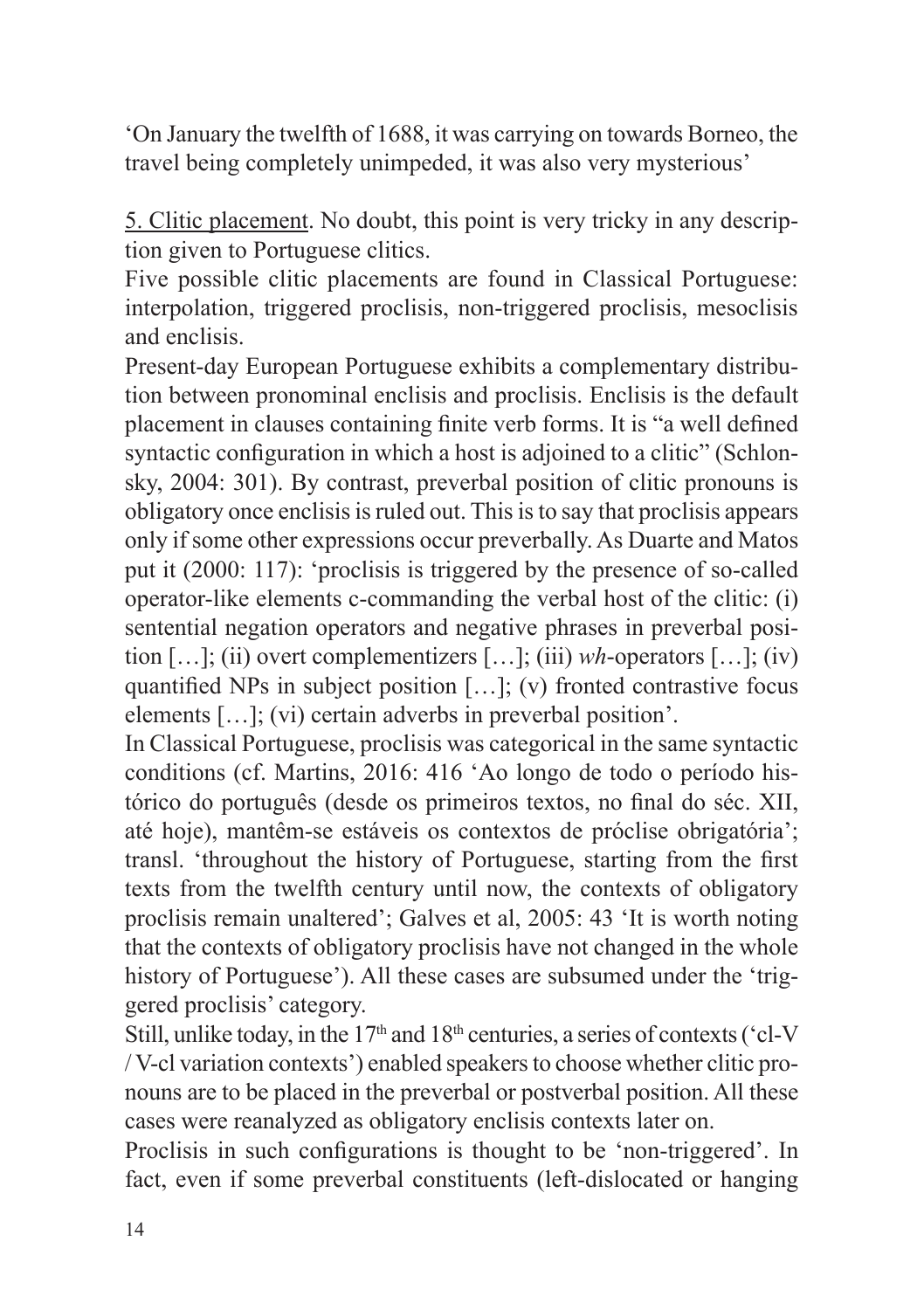'On January the twelfth of 1688, it was carrying on towards Borneo, the travel being completely unimpeded, it was also very mysterious'

5. Clitic placement. No doubt, this point is very tricky in any description given to Portuguese clitics.

Five possible clitic placements are found in Classical Portuguese: interpolation, triggered proclisis, non-triggered proclisis, mesoclisis and enclisis.

Present-day European Portuguese exhibits a complementary distribution between pronominal enclisis and proclisis. Enclisis is the default placement in clauses containing finite verb forms. It is "a well defined syntactic configuration in which a host is adjoined to a clitic" (Schlonsky, 2004: 301). By contrast, preverbal position of clitic pronouns is obligatory once enclisis is ruled out. This is to say that proclisis appears only if some other expressions occur preverbally. As Duarte and Matos put it (2000: 117): 'proclisis is triggered by the presence of so-called operator-like elements c-commanding the verbal host of the clitic: (i) sentential negation operators and negative phrases in preverbal position […]; (ii) overt complementizers […]; (iii) *wh*-operators […]; (iv) quantified NPs in subject position […]; (v) fronted contrastive focus elements […]; (vi) certain adverbs in preverbal position'.

In Classical Portuguese, proclisis was categorical in the same syntactic conditions (cf. Martins, 2016: 416 'Ao longo de todo o período histórico do português (desde os primeiros textos, no final do séc. XII, até hoje), mantêm-se estáveis os contextos de próclise obrigatória'; transl. 'throughout the history of Portuguese, starting from the first texts from the twelfth century until now, the contexts of obligatory proclisis remain unaltered'; Galves et al, 2005: 43 'It is worth noting that the contexts of obligatory proclisis have not changed in the whole history of Portuguese'). All these cases are subsumed under the 'triggered proclisis' category.

Still, unlike today, in the 17th and 18th centuries, a series of contexts ('cl-V / V-cl variation contexts') enabled speakers to choose whether clitic pronouns are to be placed in the preverbal or postverbal position. All these cases were reanalyzed as obligatory enclisis contexts later on.

Proclisis in such configurations is thought to be 'non-triggered'. In fact, even if some preverbal constituents (left-dislocated or hanging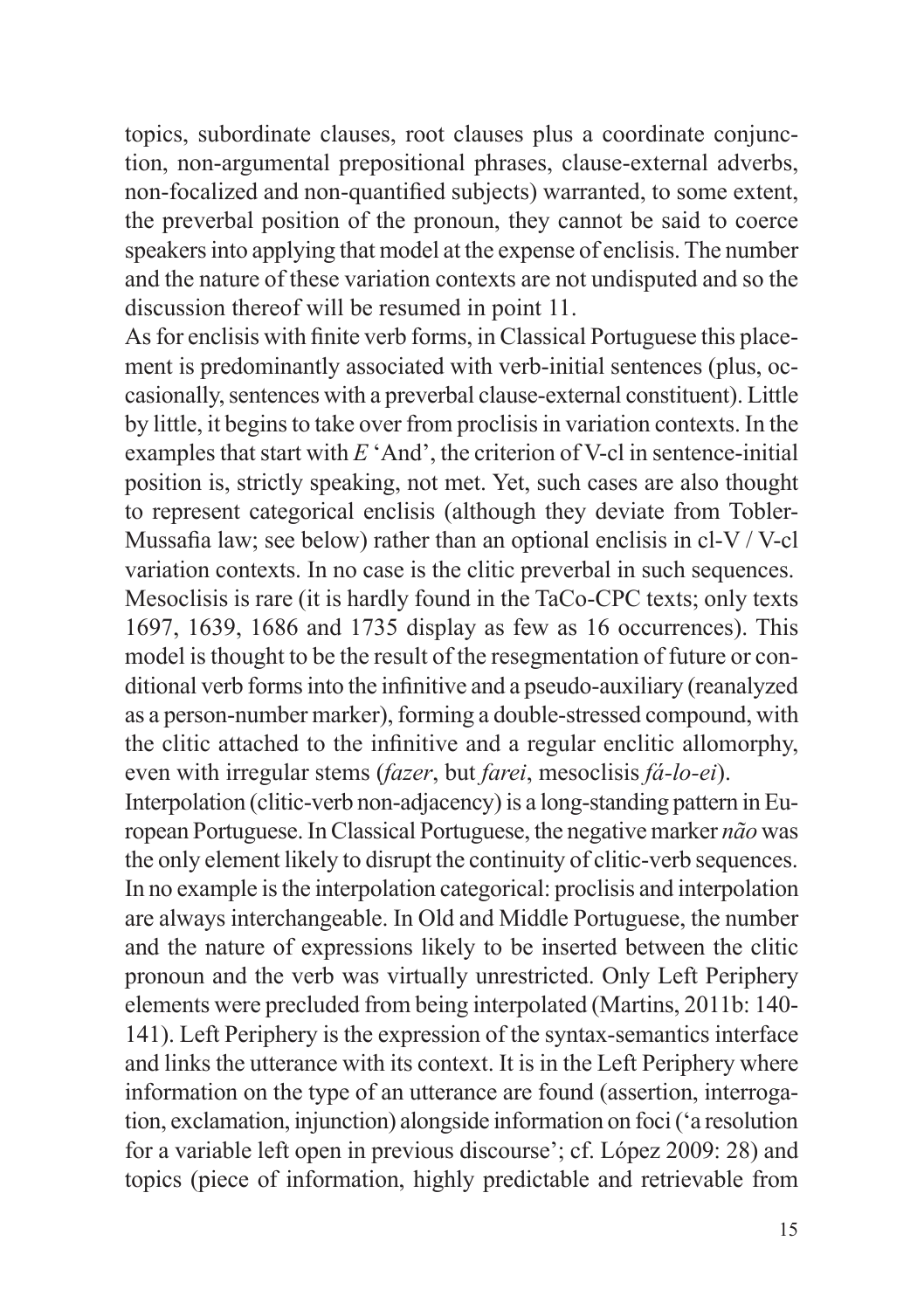topics, subordinate clauses, root clauses plus a coordinate conjunction, non-argumental prepositional phrases, clause-external adverbs, non-focalized and non-quantified subjects) warranted, to some extent, the preverbal position of the pronoun, they cannot be said to coerce speakers into applying that model at the expense of enclisis. The number and the nature of these variation contexts are not undisputed and so the discussion thereof will be resumed in point 11.

As for enclisis with finite verb forms, in Classical Portuguese this placement is predominantly associated with verb-initial sentences (plus, occasionally, sentences with a preverbal clause-external constituent). Little by little, it begins to take over from proclisis in variation contexts. In the examples that start with *E* 'And', the criterion of V-cl in sentence-initial position is, strictly speaking, not met. Yet, such cases are also thought to represent categorical enclisis (although they deviate from Tobler-Mussafia law; see below) rather than an optional enclisis in cl-V / V-cl variation contexts. In no case is the clitic preverbal in such sequences.

Mesoclisis is rare (it is hardly found in the TaCo-CPC texts; only texts 1697, 1639, 1686 and 1735 display as few as 16 occurrences). This model is thought to be the result of the resegmentation of future or conditional verb forms into the infinitive and a pseudo-auxiliary (reanalyzed as a person-number marker), forming a double-stressed compound, with the clitic attached to the infinitive and a regular enclitic allomorphy, even with irregular stems (*fazer*, but *farei*, mesoclisis *fá-lo-ei*).

Interpolation (clitic-verb non-adjacency) is a long-standing pattern in European Portuguese. In Classical Portuguese, the negative marker *não* was the only element likely to disrupt the continuity of clitic-verb sequences. In no example is the interpolation categorical: proclisis and interpolation are always interchangeable. In Old and Middle Portuguese, the number and the nature of expressions likely to be inserted between the clitic pronoun and the verb was virtually unrestricted. Only Left Periphery elements were precluded from being interpolated (Martins, 2011b: 140-141). Left Periphery is the expression of the syntax-semantics interface and links the utterance with its context. It is in the Left Periphery where information on the type of an utterance are found (assertion, interrogation, exclamation, injunction) alongside information on foci ('a resolution for a variable left open in previous discourse'; cf. López 2009: 28) and topics (piece of information, highly predictable and retrievable from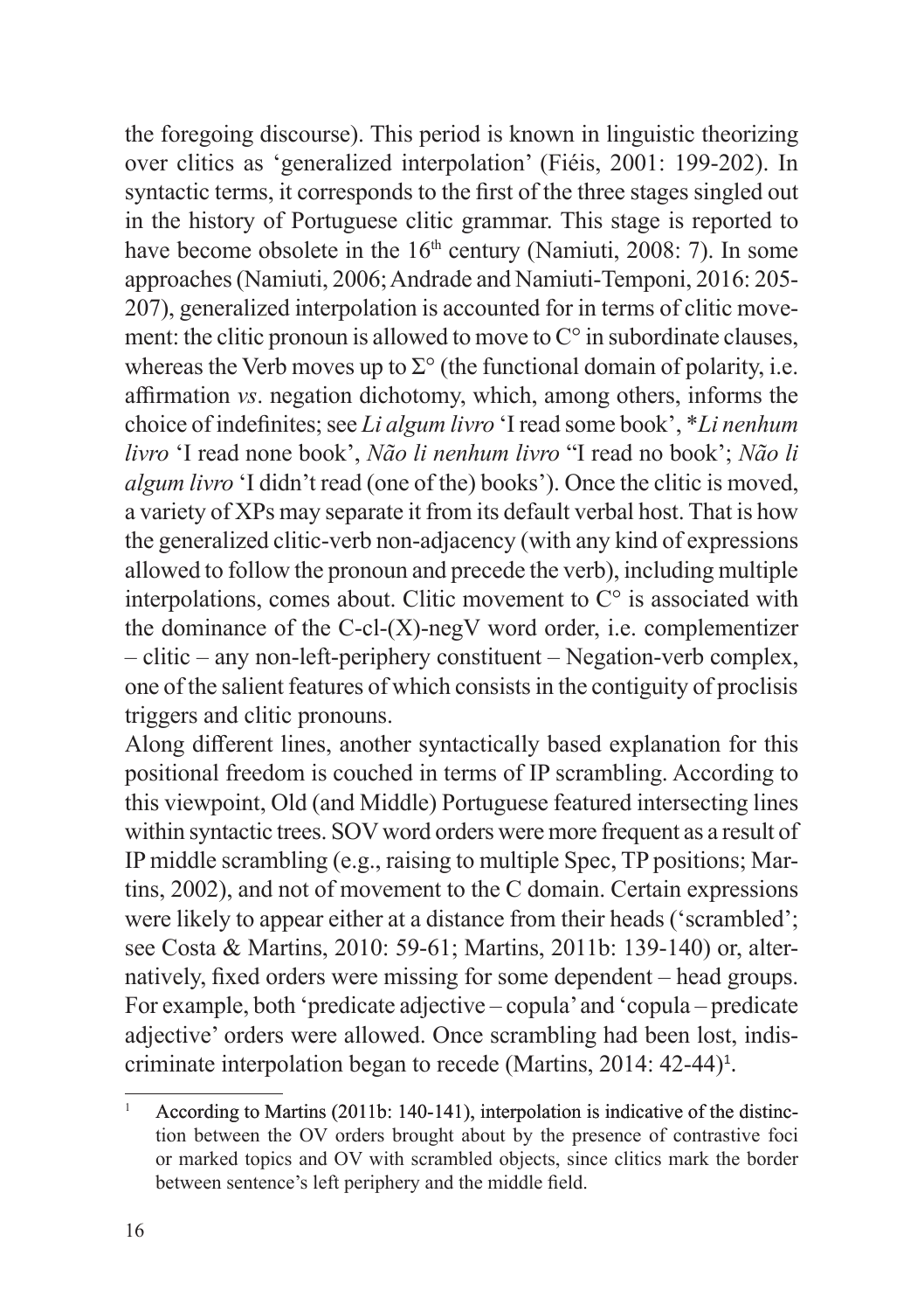the foregoing discourse). This period is known in linguistic theorizing over clitics as 'generalized interpolation' (Fiéis, 2001: 199-202). In syntactic terms, it corresponds to the first of the three stages singled out in the history of Portuguese clitic grammar. This stage is reported to have become obsolete in the 16th century (Namiuti, 2008: 7). In some approaches (Namiuti, 2006; Andrade and Namiuti-Temponi, 2016: 205-207), generalized interpolation is accounted for in terms of clitic movement: the clitic pronoun is allowed to move to C° in subordinate clauses, whereas the Verb moves up to Σ° (the functional domain of polarity, i.e. affirmation *vs*. negation dichotomy, which, among others, informs the choice of indefinites; see *Li algum livro* 'I read some book', *\*Li nenhum livro* 'I read none book', *Não li nenhum livro* "I read no book'; *Não li algum livro* 'I didn't read (one of the) books'). Once the clitic is moved, a variety of XPs may separate it from its default verbal host. That is how the generalized clitic-verb non-adjacency (with any kind of expressions allowed to follow the pronoun and precede the verb), including multiple interpolations, comes about. Clitic movement to C° is associated with the dominance of the C-cl-(X)-negV word order, i.e. complementizer – clitic – any non-left-periphery constituent – Negation-verb complex, one of the salient features of which consists in the contiguity of proclisis triggers and clitic pronouns.

Along different lines, another syntactically based explanation for this positional freedom is couched in terms of IP scrambling. According to this viewpoint, Old (and Middle) Portuguese featured intersecting lines within syntactic trees. SOV word orders were more frequent as a result of IP middle scrambling (e.g., raising to multiple Spec, TP positions; Martins, 2002), and not of movement to the C domain. Certain expressions were likely to appear either at a distance from their heads ('scrambled'; see Costa & Martins, 2010: 59-61; Martins, 2011b: 139-140) or, alternatively, fixed orders were missing for some dependent – head groups. For example, both 'predicate adjective – copula' and 'copula – predicate adjective' orders were allowed. Once scrambling had been lost, indiscriminate interpolation began to recede (Martins, 2014: 42-44)[1].

---

[1] According to Martins (2011b: 140-141), interpolation is indicative of the distinction between the OV orders brought about by the presence of contrastive foci or marked topics and OV with scrambled objects, since clitics mark the border between sentence's left periphery and the middle field.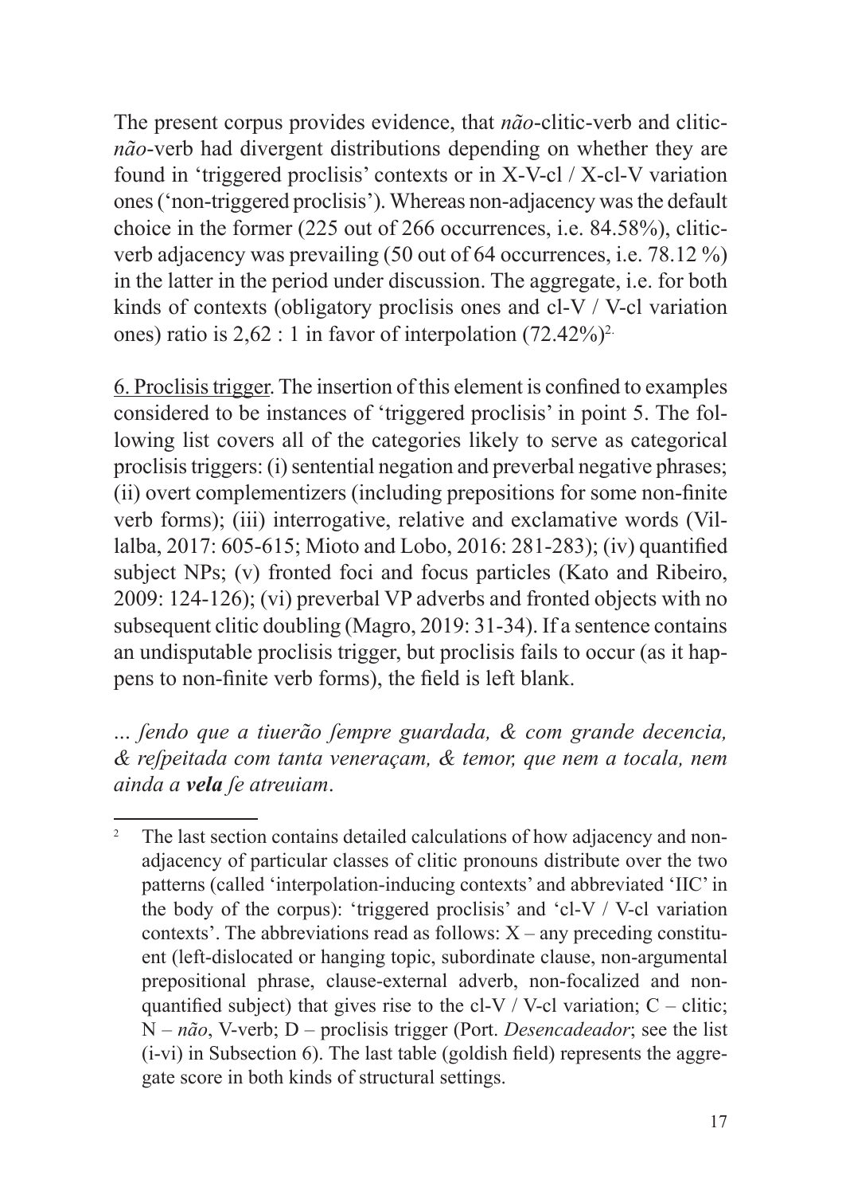The present corpus provides evidence, that *não*-clitic-verb and clitic-*não*-verb had divergent distributions depending on whether they are found in 'triggered proclisis' contexts or in X-V-cl / X-cl-V variation ones ('non-triggered proclisis'). Whereas non-adjacency was the default choice in the former (225 out of 266 occurrences, i.e. 84.58%), clitic-verb adjacency was prevailing (50 out of 64 occurrences, i.e. 78.12 %) in the latter in the period under discussion. The aggregate, i.e. for both kinds of contexts (obligatory proclisis ones and cl-V / V-cl variation ones) ratio is 2,62 : 1 in favor of interpolation (72.42%)[2].

<u>6. Proclisis trigger</u>. The insertion of this element is confined to examples considered to be instances of 'triggered proclisis' in point 5. The following list covers all of the categories likely to serve as categorical proclisis triggers: (i) sentential negation and preverbal negative phrases; (ii) overt complementizers (including prepositions for some non-finite verb forms); (iii) interrogative, relative and exclamative words (Villalba, 2017: 605-615; Mioto and Lobo, 2016: 281-283); (iv) quantified subject NPs; (v) fronted foci and focus particles (Kato and Ribeiro, 2009: 124-126); (vi) preverbal VP adverbs and fronted objects with no subsequent clitic doubling (Magro, 2019: 31-34). If a sentence contains an undisputable proclisis trigger, but proclisis fails to occur (as it happens to non-finite verb forms), the field is left blank.

*... ſendo que a tiuerão ſempre guardada, & com grande decencia, & reſpeitada com tanta veneraçam, & temor, que nem a tocala, nem ainda a* ***vela*** *ſe atreuiam*.

---

[2] The last section contains detailed calculations of how adjacency and non-adjacency of particular classes of clitic pronouns distribute over the two patterns (called 'interpolation-inducing contexts' and abbreviated 'IIC' in the body of the corpus): 'triggered proclisis' and 'cl-V / V-cl variation contexts'. The abbreviations read as follows: X – any preceding constituent (left-dislocated or hanging topic, subordinate clause, non-argumental prepositional phrase, clause-external adverb, non-focalized and non-quantified subject) that gives rise to the cl-V / V-cl variation; C – clitic; N – *não*, V-verb; D – proclisis trigger (Port. *Desencadeador*; see the list (i-vi) in Subsection 6). The last table (goldish field) represents the aggregate score in both kinds of structural settings.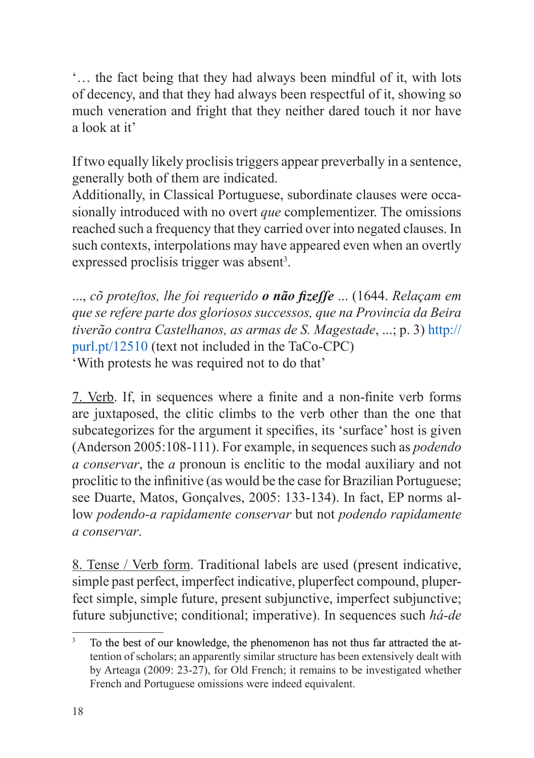'… the fact being that they had always been mindful of it, with lots of decency, and that they had always been respectful of it, showing so much veneration and fright that they neither dared touch it nor have a look at it'

If two equally likely proclisis triggers appear preverbally in a sentence, generally both of them are indicated.

Additionally, in Classical Portuguese, subordinate clauses were occasionally introduced with no overt *que* complementizer. The omissions reached such a frequency that they carried over into negated clauses. In such contexts, interpolations may have appeared even when an overtly expressed proclisis trigger was absent[3].

*..., cõ proteſtos, lhe foi requerido* ***o não fizeſſe*** *...* (1644. *Relaçam em que se refere parte dos gloriosos successos, que na Provincia da Beira tiverão contra Castelhanos, as armas de S. Magestade*, ...; p. 3) http://purl.pt/12510 (text not included in the TaCo-CPC)
'With protests he was required not to do that'

7. Verb. If, in sequences where a finite and a non-finite verb forms are juxtaposed, the clitic climbs to the verb other than the one that subcategorizes for the argument it specifies, its 'surface' host is given (Anderson 2005:108-111). For example, in sequences such as *podendo a conservar*, the *a* pronoun is enclitic to the modal auxiliary and not proclitic to the infinitive (as would be the case for Brazilian Portuguese; see Duarte, Matos, Gonçalves, 2005: 133-134). In fact, EP norms allow *podendo-a rapidamente conservar* but not *podendo rapidamente a conservar*.

8. Tense / Verb form. Traditional labels are used (present indicative, simple past perfect, imperfect indicative, pluperfect compound, pluperfect simple, simple future, present subjunctive, imperfect subjunctive; future subjunctive; conditional; imperative). In sequences such *há-de*

[3] To the best of our knowledge, the phenomenon has not thus far attracted the attention of scholars; an apparently similar structure has been extensively dealt with by Arteaga (2009: 23-27), for Old French; it remains to be investigated whether French and Portuguese omissions were indeed equivalent.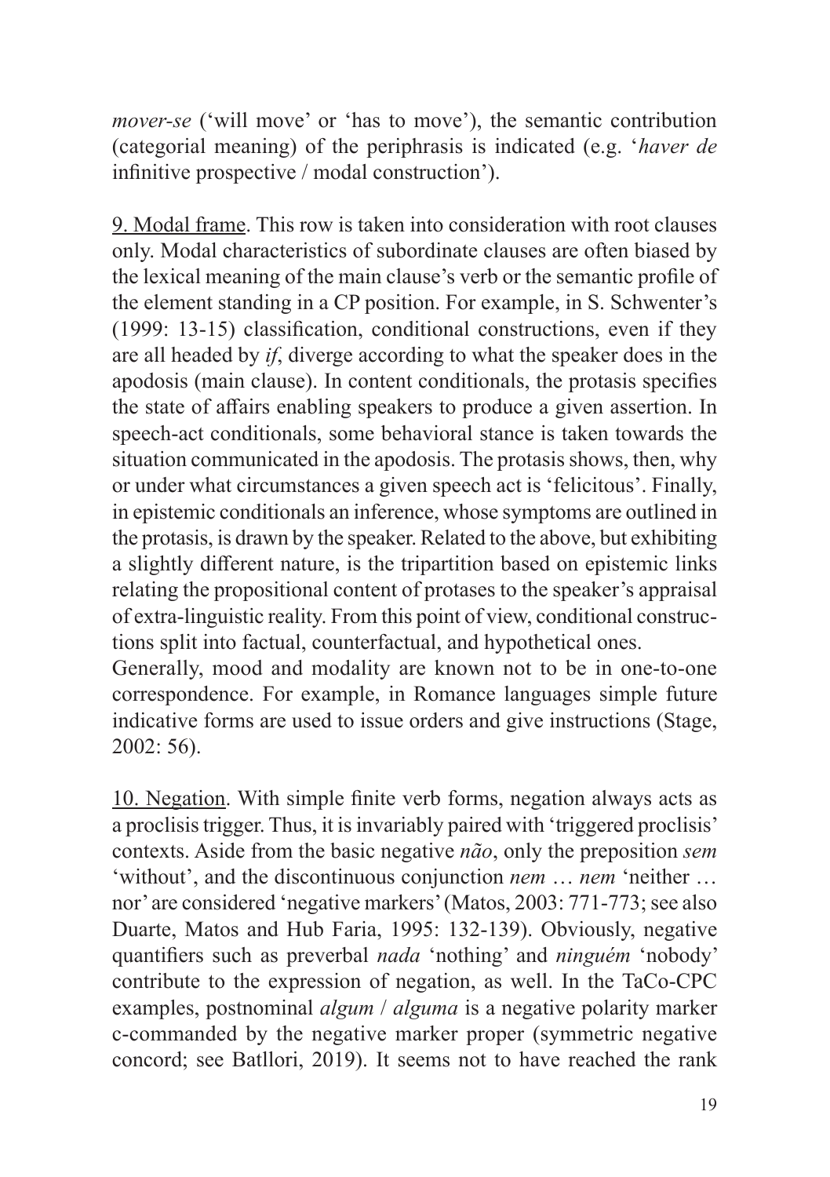*mover-se* ('will move' or 'has to move'), the semantic contribution (categorial meaning) of the periphrasis is indicated (e.g. '*haver de* infinitive prospective / modal construction').

9. Modal frame. This row is taken into consideration with root clauses only. Modal characteristics of subordinate clauses are often biased by the lexical meaning of the main clause's verb or the semantic profile of the element standing in a CP position. For example, in S. Schwenter's (1999: 13-15) classification, conditional constructions, even if they are all headed by *if*, diverge according to what the speaker does in the apodosis (main clause). In content conditionals, the protasis specifies the state of affairs enabling speakers to produce a given assertion. In speech-act conditionals, some behavioral stance is taken towards the situation communicated in the apodosis. The protasis shows, then, why or under what circumstances a given speech act is 'felicitous'. Finally, in epistemic conditionals an inference, whose symptoms are outlined in the protasis, is drawn by the speaker. Related to the above, but exhibiting a slightly different nature, is the tripartition based on epistemic links relating the propositional content of protases to the speaker's appraisal of extra-linguistic reality. From this point of view, conditional constructions split into factual, counterfactual, and hypothetical ones.
Generally, mood and modality are known not to be in one-to-one correspondence. For example, in Romance languages simple future indicative forms are used to issue orders and give instructions (Stage, 2002: 56).

10. Negation. With simple finite verb forms, negation always acts as a proclisis trigger. Thus, it is invariably paired with 'triggered proclisis' contexts. Aside from the basic negative *não*, only the preposition *sem* 'without', and the discontinuous conjunction *nem* … *nem* 'neither … nor' are considered 'negative markers' (Matos, 2003: 771-773; see also Duarte, Matos and Hub Faria, 1995: 132-139). Obviously, negative quantifiers such as preverbal *nada* 'nothing' and *ninguém* 'nobody' contribute to the expression of negation, as well. In the TaCo-CPC examples, postnominal *algum* / *alguma* is a negative polarity marker c-commanded by the negative marker proper (symmetric negative concord; see Batllori, 2019). It seems not to have reached the rank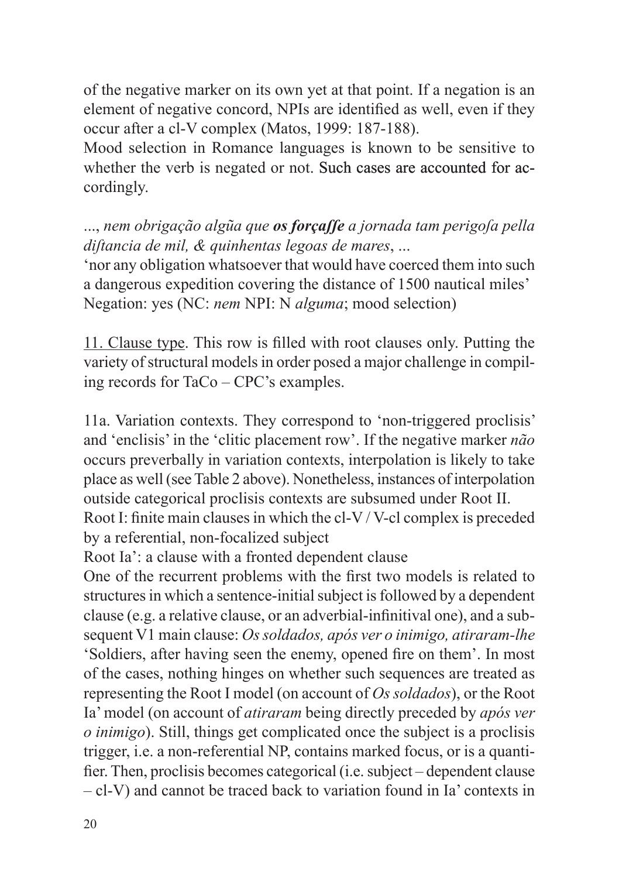of the negative marker on its own yet at that point. If a negation is an element of negative concord, NPIs are identified as well, even if they occur after a cl-V complex (Matos, 1999: 187-188).

Mood selection in Romance languages is known to be sensitive to whether the verb is negated or not. Such cases are accounted for accordingly.

..., *nem obrigação algũa que **os forçaſſe** a jornada tam perigoſa pella diſtancia de mil, & quinhentas legoas de mares*, ...
'nor any obligation whatsoever that would have coerced them into such a dangerous expedition covering the distance of 1500 nautical miles'
Negation: yes (NC: *nem* NPI: N *alguma*; mood selection)

<u>11. Clause type</u>. This row is filled with root clauses only. Putting the variety of structural models in order posed a major challenge in compiling records for TaCo – CPC's examples.

11a. Variation contexts. They correspond to 'non-triggered proclisis' and 'enclisis' in the 'clitic placement row'. If the negative marker *não* occurs preverbally in variation contexts, interpolation is likely to take place as well (see Table 2 above). Nonetheless, instances of interpolation outside categorical proclisis contexts are subsumed under Root II.
Root I: finite main clauses in which the cl-V / V-cl complex is preceded by a referential, non-focalized subject
Root Ia': a clause with a fronted dependent clause
One of the recurrent problems with the first two models is related to structures in which a sentence-initial subject is followed by a dependent clause (e.g. a relative clause, or an adverbial-infinitival one), and a subsequent V1 main clause: *Os soldados, após ver o inimigo, atiraram-lhe* 'Soldiers, after having seen the enemy, opened fire on them'. In most of the cases, nothing hinges on whether such sequences are treated as representing the Root I model (on account of *Os soldados*), or the Root Ia' model (on account of *atiraram* being directly preceded by *após ver o inimigo*). Still, things get complicated once the subject is a proclisis trigger, i.e. a non-referential NP, contains marked focus, or is a quantifier. Then, proclisis becomes categorical (i.e. subject – dependent clause – cl-V) and cannot be traced back to variation found in Ia' contexts in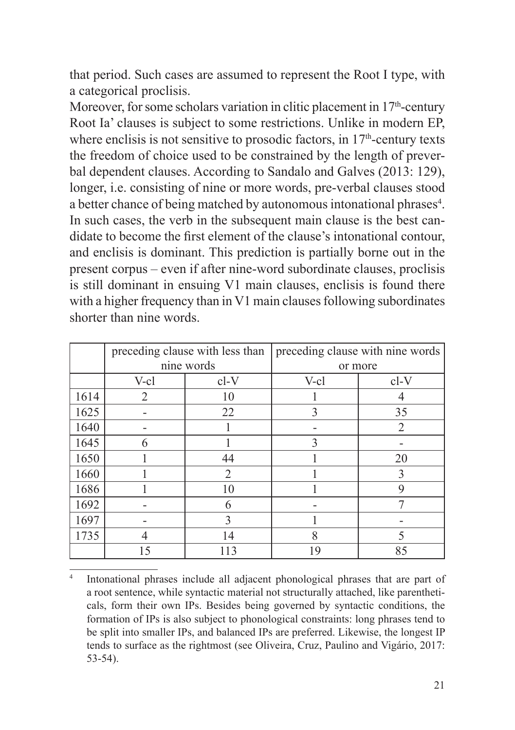that period. Such cases are assumed to represent the Root I type, with a categorical proclisis.

Moreover, for some scholars variation in clitic placement in 17th-century Root Ia' clauses is subject to some restrictions. Unlike in modern EP, where enclisis is not sensitive to prosodic factors, in 17th-century texts the freedom of choice used to be constrained by the length of preverbal dependent clauses. According to Sandalo and Galves (2013: 129), longer, i.e. consisting of nine or more words, pre-verbal clauses stood a better chance of being matched by autonomous intonational phrases[4]. In such cases, the verb in the subsequent main clause is the best candidate to become the first element of the clause's intonational contour, and enclisis is dominant. This prediction is partially borne out in the present corpus – even if after nine-word subordinate clauses, proclisis is still dominant in ensuing V1 main clauses, enclisis is found there with a higher frequency than in V1 main clauses following subordinates shorter than nine words.

| | preceding clause with less than nine words | | preceding clause with nine words or more | |
|---|---|---|---|---|
| | V-cl | cl-V | V-cl | cl-V |
| 1614 | 2 | 10 | 1 | 4 |
| 1625 | - | 22 | 3 | 35 |
| 1640 | - | 1 | - | 2 |
| 1645 | 6 | 1 | 3 | - |
| 1650 | 1 | 44 | 1 | 20 |
| 1660 | 1 | 2 | 1 | 3 |
| 1686 | 1 | 10 | 1 | 9 |
| 1692 | - | 6 | - | 7 |
| 1697 | - | 3 | 1 | - |
| 1735 | 4 | 14 | 8 | 5 |
| | 15 | 113 | 19 | 85 |

[4] Intonational phrases include all adjacent phonological phrases that are part of a root sentence, while syntactic material not structurally attached, like parentheticals, form their own IPs. Besides being governed by syntactic conditions, the formation of IPs is also subject to phonological constraints: long phrases tend to be split into smaller IPs, and balanced IPs are preferred. Likewise, the longest IP tends to surface as the rightmost (see Oliveira, Cruz, Paulino and Vigário, 2017: 53-54).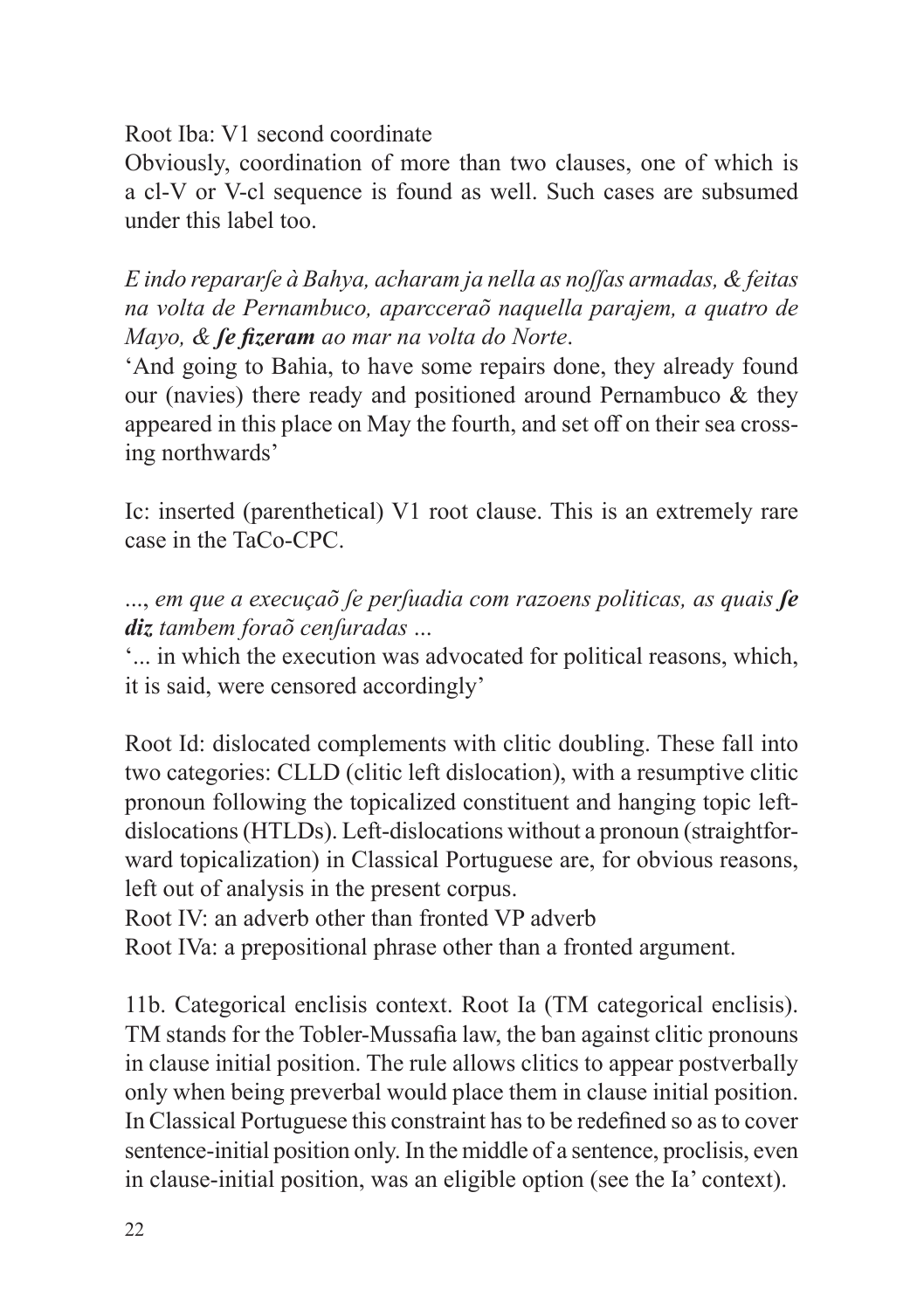Root Iba: V1 second coordinate

Obviously, coordination of more than two clauses, one of which is a cl-V or V-cl sequence is found as well. Such cases are subsumed under this label too.

*E indo repararſe à Bahya, acharam ja nella as noſſas armadas, & feitas na volta de Pernambuco, aparcceraõ naquella parajem, a quatro de Mayo, &* ***ſe fizeram*** *ao mar na volta do Norte*.

'And going to Bahia, to have some repairs done, they already found our (navies) there ready and positioned around Pernambuco & they appeared in this place on May the fourth, and set off on their sea crossing northwards'

Ic: inserted (parenthetical) V1 root clause. This is an extremely rare case in the TaCo-CPC.

..., *em que a execuçaõ ſe perſuadia com razoens politicas, as quais* ***ſe diz*** *tambem foraõ cenſuradas* ...

'... in which the execution was advocated for political reasons, which, it is said, were censored accordingly'

Root Id: dislocated complements with clitic doubling. These fall into two categories: CLLD (clitic left dislocation), with a resumptive clitic pronoun following the topicalized constituent and hanging topic left-dislocations (HTLDs). Left-dislocations without a pronoun (straightforward topicalization) in Classical Portuguese are, for obvious reasons, left out of analysis in the present corpus.

Root IV: an adverb other than fronted VP adverb

Root IVa: a prepositional phrase other than a fronted argument.

11b. Categorical enclisis context. Root Ia (TM categorical enclisis). TM stands for the Tobler-Mussafia law, the ban against clitic pronouns in clause initial position. The rule allows clitics to appear postverbally only when being preverbal would place them in clause initial position. In Classical Portuguese this constraint has to be redefined so as to cover sentence-initial position only. In the middle of a sentence, proclisis, even in clause-initial position, was an eligible option (see the Ia' context).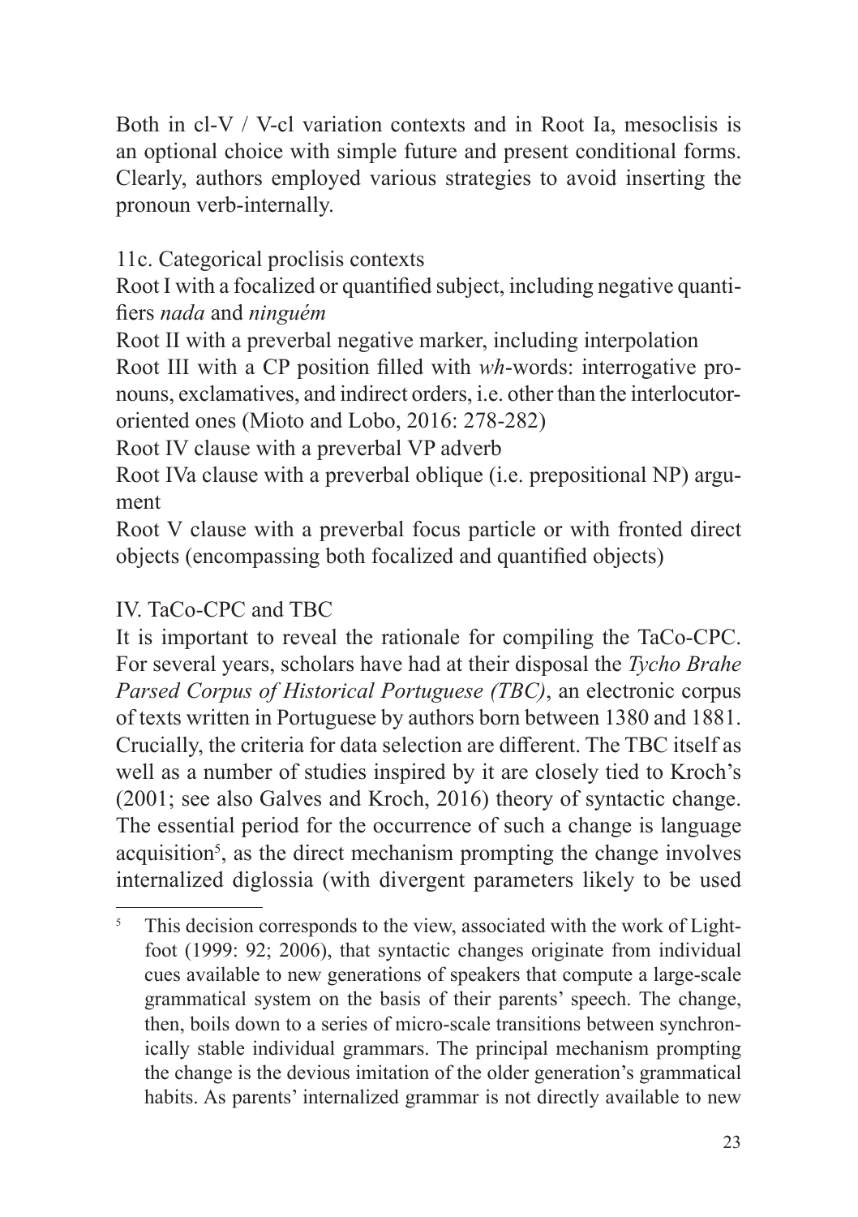Both in cl-V / V-cl variation contexts and in Root Ia, mesoclisis is an optional choice with simple future and present conditional forms. Clearly, authors employed various strategies to avoid inserting the pronoun verb-internally.

11c. Categorical proclisis contexts

Root I with a focalized or quantified subject, including negative quantifiers *nada* and *ninguém*

Root II with a preverbal negative marker, including interpolation

Root III with a CP position filled with *wh*-words: interrogative pronouns, exclamatives, and indirect orders, i.e. other than the interlocutor-oriented ones (Mioto and Lobo, 2016: 278-282)

Root IV clause with a preverbal VP adverb

Root IVa clause with a preverbal oblique (i.e. prepositional NP) argument

Root V clause with a preverbal focus particle or with fronted direct objects (encompassing both focalized and quantified objects)

## IV. TaCo-CPC and TBC

It is important to reveal the rationale for compiling the TaCo-CPC. For several years, scholars have had at their disposal the *Tycho Brahe Parsed Corpus of Historical Portuguese (TBC)*, an electronic corpus of texts written in Portuguese by authors born between 1380 and 1881. Crucially, the criteria for data selection are different. The TBC itself as well as a number of studies inspired by it are closely tied to Kroch's (2001; see also Galves and Kroch, 2016) theory of syntactic change. The essential period for the occurrence of such a change is language acquisition[5], as the direct mechanism prompting the change involves internalized diglossia (with divergent parameters likely to be used

---

[5] This decision corresponds to the view, associated with the work of Lightfoot (1999: 92; 2006), that syntactic changes originate from individual cues available to new generations of speakers that compute a large-scale grammatical system on the basis of their parents' speech. The change, then, boils down to a series of micro-scale transitions between synchronically stable individual grammars. The principal mechanism prompting the change is the devious imitation of the older generation's grammatical habits. As parents' internalized grammar is not directly available to new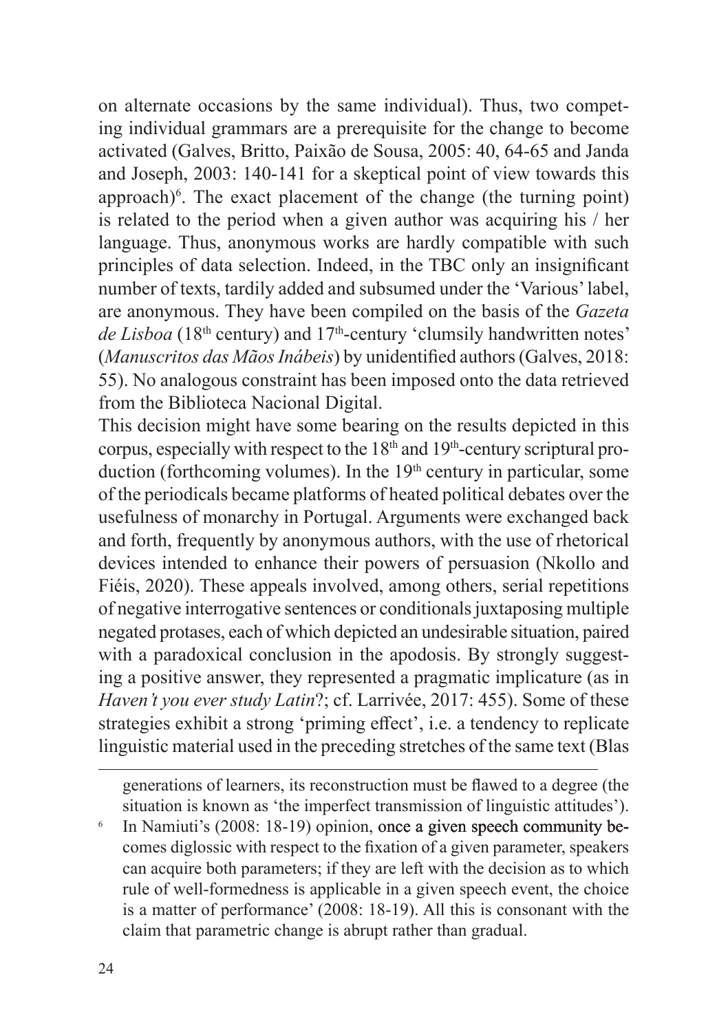on alternate occasions by the same individual). Thus, two competing individual grammars are a prerequisite for the change to become activated (Galves, Britto, Paixão de Sousa, 2005: 40, 64-65 and Janda and Joseph, 2003: 140-141 for a skeptical point of view towards this approach)[6]. The exact placement of the change (the turning point) is related to the period when a given author was acquiring his / her language. Thus, anonymous works are hardly compatible with such principles of data selection. Indeed, in the TBC only an insignificant number of texts, tardily added and subsumed under the 'Various' label, are anonymous. They have been compiled on the basis of the *Gazeta de Lisboa* (18th century) and 17th-century 'clumsily handwritten notes' (*Manuscritos das Mãos Inábeis*) by unidentified authors (Galves, 2018: 55). No analogous constraint has been imposed onto the data retrieved from the Biblioteca Nacional Digital.

This decision might have some bearing on the results depicted in this corpus, especially with respect to the 18th and 19th-century scriptural production (forthcoming volumes). In the 19th century in particular, some of the periodicals became platforms of heated political debates over the usefulness of monarchy in Portugal. Arguments were exchanged back and forth, frequently by anonymous authors, with the use of rhetorical devices intended to enhance their powers of persuasion (Nkollo and Fiéis, 2020). These appeals involved, among others, serial repetitions of negative interrogative sentences or conditionals juxtaposing multiple negated protases, each of which depicted an undesirable situation, paired with a paradoxical conclusion in the apodosis. By strongly suggesting a positive answer, they represented a pragmatic implicature (as in *Haven't you ever study Latin*?; cf. Larrivée, 2017: 455). Some of these strategies exhibit a strong 'priming effect', i.e. a tendency to replicate linguistic material used in the preceding stretches of the same text (Blas

generations of learners, its reconstruction must be flawed to a degree (the situation is known as 'the imperfect transmission of linguistic attitudes').

[6] In Namiuti's (2008: 18-19) opinion, once a given speech community becomes diglossic with respect to the fixation of a given parameter, speakers can acquire both parameters; if they are left with the decision as to which rule of well-formedness is applicable in a given speech event, the choice is a matter of performance' (2008: 18-19). All this is consonant with the claim that parametric change is abrupt rather than gradual.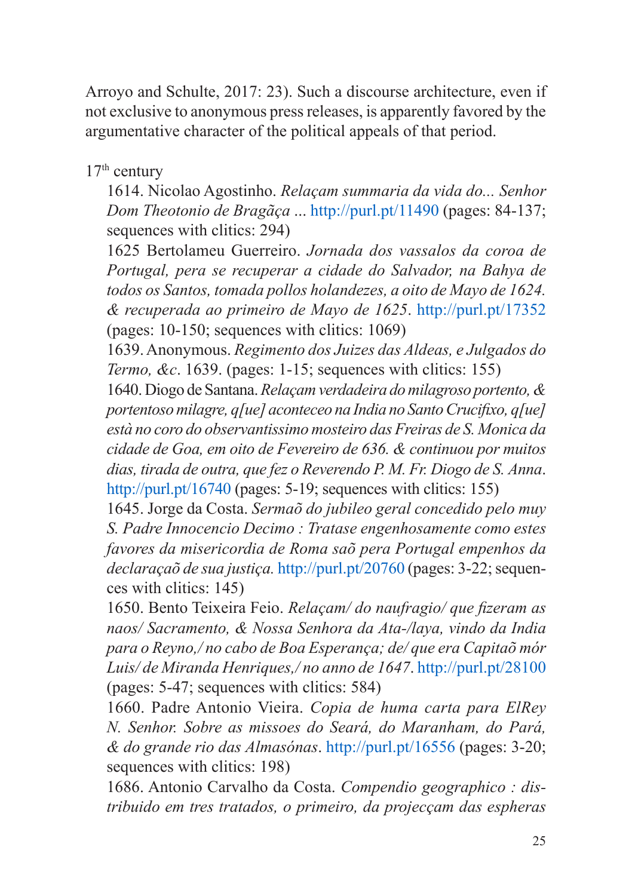Arroyo and Schulte, 2017: 23). Such a discourse architecture, even if not exclusive to anonymous press releases, is apparently favored by the argumentative character of the political appeals of that period.

17th century

1614. Nicolao Agostinho. *Relaçam summaria da vida do... Senhor Dom Theotonio de Bragãça* ... http://purl.pt/11490 (pages: 84-137; sequences with clitics: 294)

1625 Bertolameu Guerreiro. *Jornada dos vassalos da coroa de Portugal, pera se recuperar a cidade do Salvador, na Bahya de todos os Santos, tomada pollos holandezes, a oito de Mayo de 1624. & recuperada ao primeiro de Mayo de 1625*. http://purl.pt/17352 (pages: 10-150; sequences with clitics: 1069)

1639. Anonymous. *Regimento dos Juizes das Aldeas, e Julgados do Termo, &c*. 1639. (pages: 1-15; sequences with clitics: 155)

1640. Diogo de Santana. *Relaçam verdadeira do milagroso portento, & portentoso milagre, q[ue] aconteceo na India no Santo Crucifixo, q[ue] està no coro do observantissimo mosteiro das Freiras de S. Monica da cidade de Goa, em oito de Fevereiro de 636. & continuou por muitos dias, tirada de outra, que fez o Reverendo P. M. Fr. Diogo de S. Anna*. http://purl.pt/16740 (pages: 5-19; sequences with clitics: 155)

1645. Jorge da Costa. *Sermaõ do jubileo geral concedido pelo muy S. Padre Innocencio Decimo : Tratase engenhosamente como estes favores da misericordia de Roma saõ pera Portugal empenhos da declaraçaõ de sua justiça.* http://purl.pt/20760 (pages: 3-22; sequences with clitics: 145)

1650. Bento Teixeira Feio. *Relaçam/ do naufragio/ que fizeram as naos/ Sacramento, & Nossa Senhora da Ata-/laya, vindo da India para o Reyno,/ no cabo de Boa Esperança; de/ que era Capitaõ mór Luis/ de Miranda Henriques,/ no anno de 1647*. http://purl.pt/28100 (pages: 5-47; sequences with clitics: 584)

1660. Padre Antonio Vieira. *Copia de huma carta para ElRey N. Senhor. Sobre as missoes do Seará, do Maranham, do Pará, & do grande rio das Almasónas*. http://purl.pt/16556 (pages: 3-20; sequences with clitics: 198)

1686. Antonio Carvalho da Costa. *Compendio geographico : distribuido em tres tratados, o primeiro, da projecçam das espheras*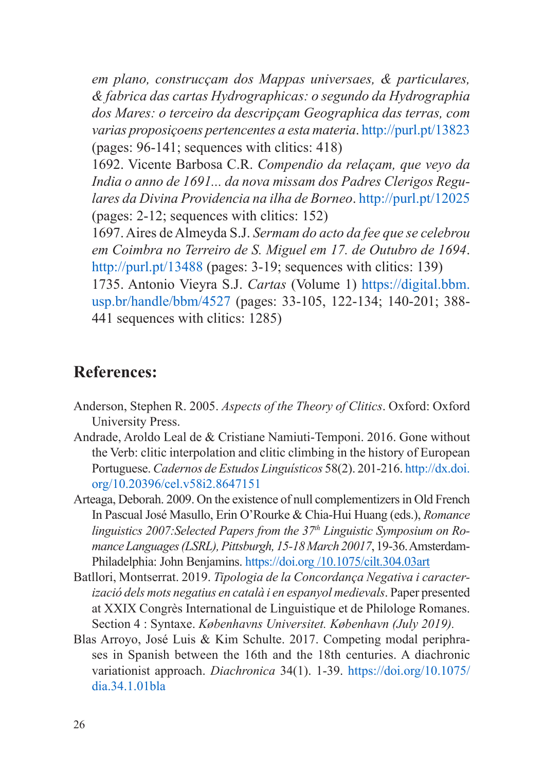*em plano, construcçam dos Mappas universaes, & particulares, & fabrica das cartas Hydrographicas: o segundo da Hydrographia dos Mares: o terceiro da descripçam Geographica das terras, com varias proposiçoens pertencentes a esta materia*. http://purl.pt/13823 (pages: 96-141; sequences with clitics: 418)

1692. Vicente Barbosa C.R. *Compendio da relaçam, que veyo da India o anno de 1691... da nova missam dos Padres Clerigos Regulares da Divina Providencia na ilha de Borneo*. http://purl.pt/12025 (pages: 2-12; sequences with clitics: 152)

1697. Aires de Almeyda S.J. *Sermam do acto da fee que se celebrou em Coimbra no Terreiro de S. Miguel em 17. de Outubro de 1694*. http://purl.pt/13488 (pages: 3-19; sequences with clitics: 139)

1735. Antonio Vieyra S.J. *Cartas* (Volume 1) https://digital.bbm.usp.br/handle/bbm/4527 (pages: 33-105, 122-134; 140-201; 388-441 sequences with clitics: 1285)

## References:

Anderson, Stephen R. 2005. *Aspects of the Theory of Clitics*. Oxford: Oxford University Press.

Andrade, Aroldo Leal de & Cristiane Namiuti-Temponi. 2016. Gone without the Verb: clitic interpolation and clitic climbing in the history of European Portuguese. *Cadernos de Estudos Linguísticos* 58(2). 201-216. http://dx.doi.org/10.20396/cel.v58i2.8647151

Arteaga, Deborah. 2009. On the existence of null complementizers in Old French In Pascual José Masullo, Erin O'Rourke & Chia-Hui Huang (eds.), *Romance linguistics 2007:Selected Papers from the 37th Linguistic Symposium on Romance Languages (LSRL), Pittsburgh, 15-18 March 20017*, 19-36. Amsterdam-Philadelphia: John Benjamins. https://doi.org /10.1075/cilt.304.03art

Batllori, Montserrat. 2019. *Tipologia de la Concordança Negativa i caracterizació dels mots negatius en català i en espanyol medievals*. Paper presented at XXIX Congrès International de Linguistique et de Philologe Romanes. Section 4 : Syntaxe. *Københavns Universitet. København (July 2019).*

Blas Arroyo, José Luis & Kim Schulte. 2017. Competing modal periphrases in Spanish between the 16th and the 18th centuries. A diachronic variationist approach. *Diachronica* 34(1). 1-39. https://doi.org/10.1075/dia.34.1.01bla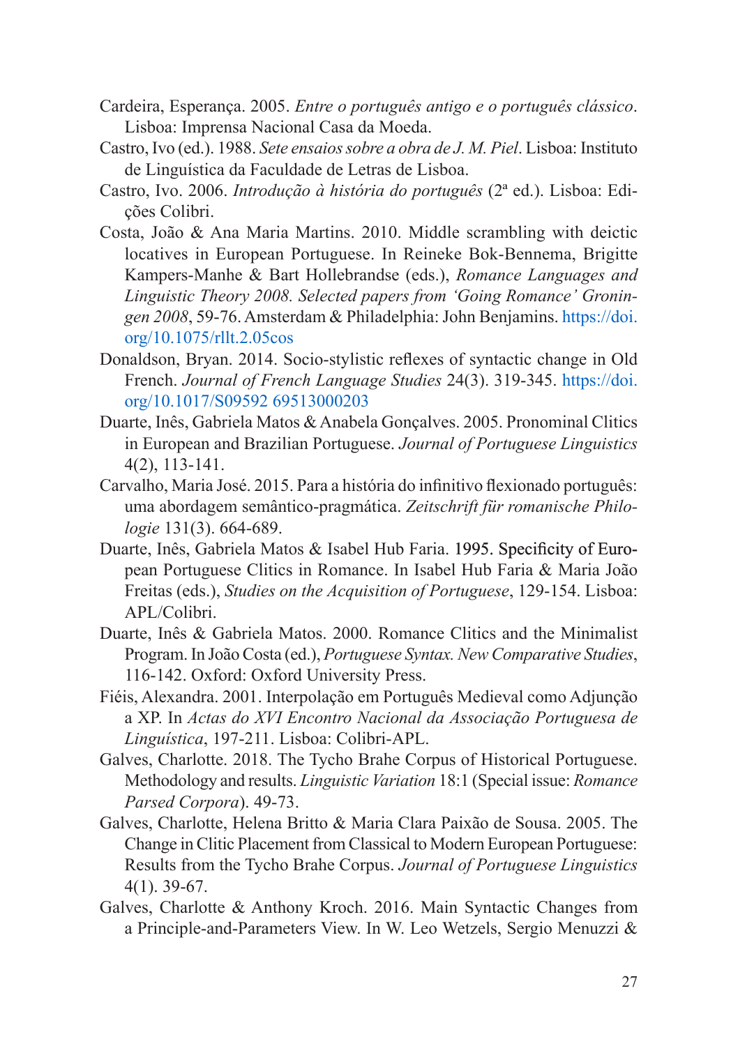Cardeira, Esperança. 2005. *Entre o português antigo e o português clássico*. Lisboa: Imprensa Nacional Casa da Moeda.

Castro, Ivo (ed.). 1988. *Sete ensaios sobre a obra de J. M. Piel*. Lisboa: Instituto de Linguística da Faculdade de Letras de Lisboa.

Castro, Ivo. 2006. *Introdução à história do português* (2ª ed.). Lisboa: Edições Colibri.

Costa, João & Ana Maria Martins. 2010. Middle scrambling with deictic locatives in European Portuguese. In Reineke Bok-Bennema, Brigitte Kampers-Manhe & Bart Hollebrandse (eds.), *Romance Languages and Linguistic Theory 2008. Selected papers from 'Going Romance' Groningen 2008*, 59-76. Amsterdam & Philadelphia: John Benjamins. https://doi.org/10.1075/rllt.2.05cos

Donaldson, Bryan. 2014. Socio-stylistic reflexes of syntactic change in Old French. *Journal of French Language Studies* 24(3). 319-345. https://doi.org/10.1017/S09592 69513000203

Duarte, Inês, Gabriela Matos & Anabela Gonçalves. 2005. Pronominal Clitics in European and Brazilian Portuguese. *Journal of Portuguese Linguistics* 4(2), 113-141.

Carvalho, Maria José. 2015. Para a história do infinitivo flexionado português: uma abordagem semântico-pragmática. *Zeitschrift für romanische Philologie* 131(3). 664-689.

Duarte, Inês, Gabriela Matos & Isabel Hub Faria. 1995. Specificity of European Portuguese Clitics in Romance. In Isabel Hub Faria & Maria João Freitas (eds.), *Studies on the Acquisition of Portuguese*, 129-154. Lisboa: APL/Colibri.

Duarte, Inês & Gabriela Matos. 2000. Romance Clitics and the Minimalist Program. In João Costa (ed.), *Portuguese Syntax. New Comparative Studies*, 116-142. Oxford: Oxford University Press.

Fiéis, Alexandra. 2001. Interpolação em Português Medieval como Adjunção a XP. In *Actas do XVI Encontro Nacional da Associação Portuguesa de Linguística*, 197-211. Lisboa: Colibri-APL.

Galves, Charlotte. 2018. The Tycho Brahe Corpus of Historical Portuguese. Methodology and results. *Linguistic Variation* 18:1 (Special issue: *Romance Parsed Corpora*). 49-73.

Galves, Charlotte, Helena Britto & Maria Clara Paixão de Sousa. 2005. The Change in Clitic Placement from Classical to Modern European Portuguese: Results from the Tycho Brahe Corpus. *Journal of Portuguese Linguistics* 4(1). 39-67.

Galves, Charlotte & Anthony Kroch. 2016. Main Syntactic Changes from a Principle-and-Parameters View. In W. Leo Wetzels, Sergio Menuzzi &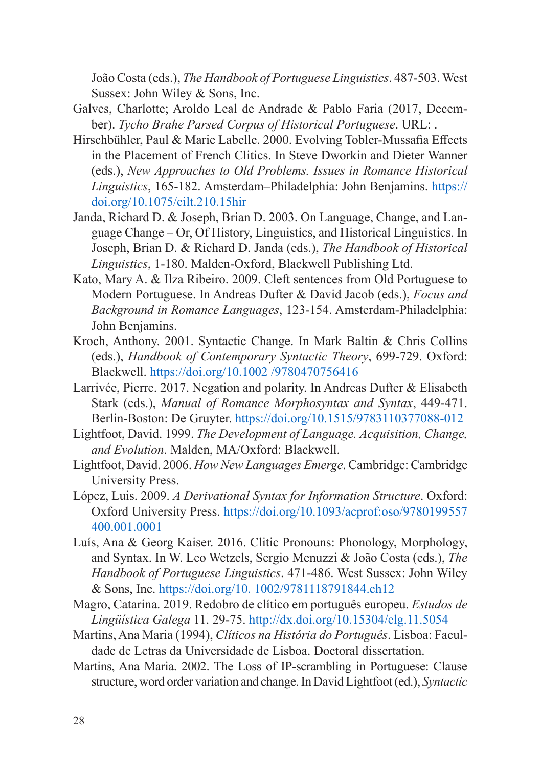João Costa (eds.), *The Handbook of Portuguese Linguistics*. 487-503. West Sussex: John Wiley & Sons, Inc.

Galves, Charlotte; Aroldo Leal de Andrade & Pablo Faria (2017, December). *Tycho Brahe Parsed Corpus of Historical Portuguese*. URL: .

Hirschbühler, Paul & Marie Labelle. 2000. Evolving Tobler-Mussafia Effects in the Placement of French Clitics. In Steve Dworkin and Dieter Wanner (eds.), *New Approaches to Old Problems. Issues in Romance Historical Linguistics*, 165-182. Amsterdam–Philadelphia: John Benjamins. https://doi.org/10.1075/cilt.210.15hir

Janda, Richard D. & Joseph, Brian D. 2003. On Language, Change, and Language Change – Or, Of History, Linguistics, and Historical Linguistics. In Joseph, Brian D. & Richard D. Janda (eds.), *The Handbook of Historical Linguistics*, 1-180. Malden-Oxford, Blackwell Publishing Ltd.

Kato, Mary A. & Ilza Ribeiro. 2009. Cleft sentences from Old Portuguese to Modern Portuguese. In Andreas Dufter & David Jacob (eds.), *Focus and Background in Romance Languages*, 123-154. Amsterdam-Philadelphia: John Benjamins.

Kroch, Anthony. 2001. Syntactic Change. In Mark Baltin & Chris Collins (eds.), *Handbook of Contemporary Syntactic Theory*, 699-729. Oxford: Blackwell. https://doi.org/10.1002 /9780470756416

Larrivée, Pierre. 2017. Negation and polarity. In Andreas Dufter & Elisabeth Stark (eds.), *Manual of Romance Morphosyntax and Syntax*, 449-471. Berlin-Boston: De Gruyter. https://doi.org/10.1515/9783110377088-012

Lightfoot, David. 1999. *The Development of Language. Acquisition, Change, and Evolution*. Malden, MA/Oxford: Blackwell.

Lightfoot, David. 2006. *How New Languages Emerge*. Cambridge: Cambridge University Press.

López, Luis. 2009. *A Derivational Syntax for Information Structure*. Oxford: Oxford University Press. https://doi.org/10.1093/acprof:oso/9780199557400.001.0001

Luís, Ana & Georg Kaiser. 2016. Clitic Pronouns: Phonology, Morphology, and Syntax. In W. Leo Wetzels, Sergio Menuzzi & João Costa (eds.), *The Handbook of Portuguese Linguistics*. 471-486. West Sussex: John Wiley & Sons, Inc. https://doi.org/10. 1002/9781118791844.ch12

Magro, Catarina. 2019. Redobro de clítico em português europeu. *Estudos de Lingüística Galega* 11. 29-75. http://dx.doi.org/10.15304/elg.11.5054

Martins, Ana Maria (1994), *Clíticos na História do Português*. Lisboa: Faculdade de Letras da Universidade de Lisboa. Doctoral dissertation.

Martins, Ana Maria. 2002. The Loss of IP-scrambling in Portuguese: Clause structure, word order variation and change. In David Lightfoot (ed.), *Syntactic*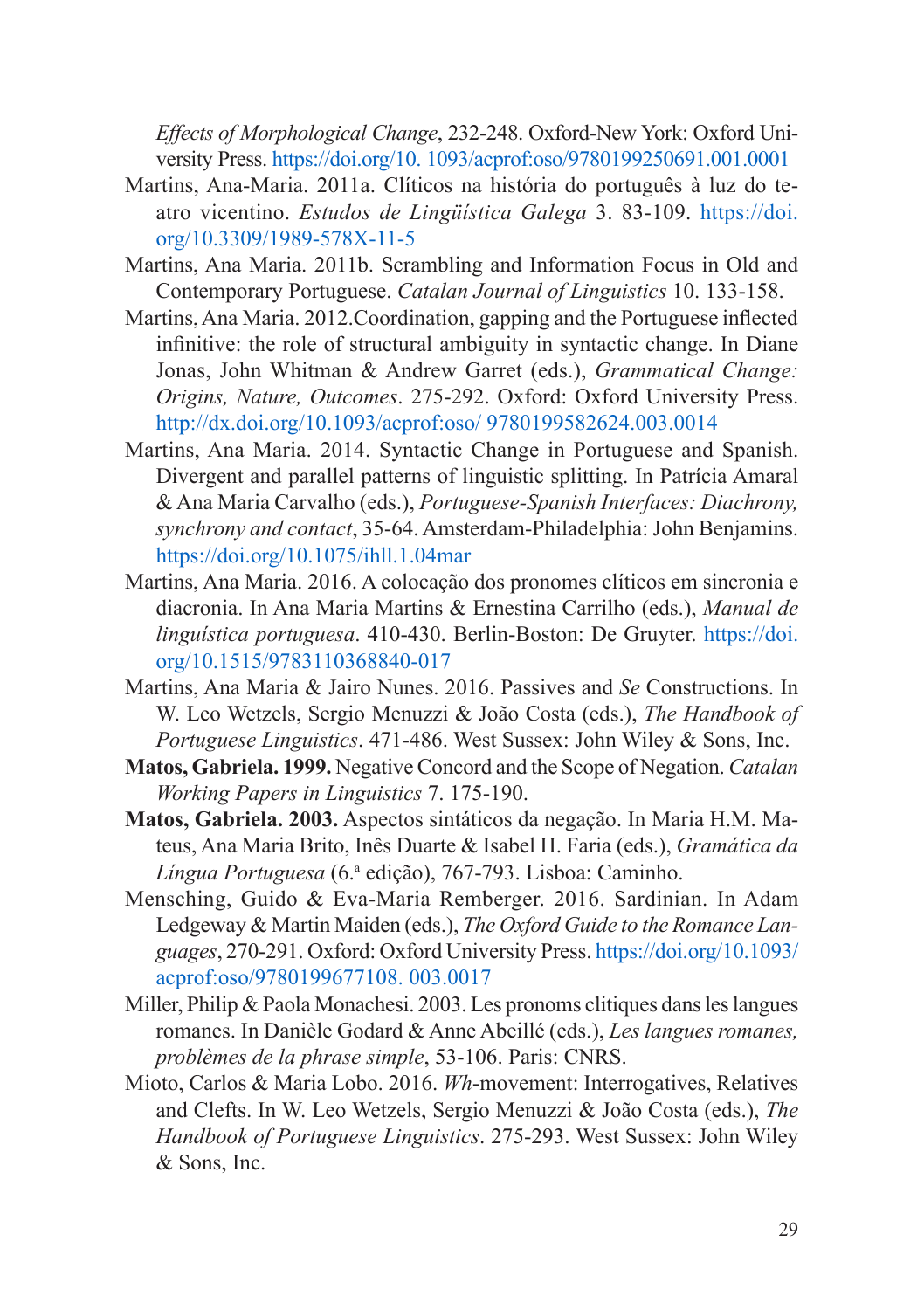*Effects of Morphological Change*, 232-248. Oxford-New York: Oxford University Press. https://doi.org/10. 1093/acprof:oso/9780199250691.001.0001

Martins, Ana-Maria. 2011a. Clíticos na história do português à luz do teatro vicentino. *Estudos de Lingüística Galega* 3. 83-109. https://doi.org/10.3309/1989-578X-11-5

Martins, Ana Maria. 2011b. Scrambling and Information Focus in Old and Contemporary Portuguese. *Catalan Journal of Linguistics* 10. 133-158.

Martins, Ana Maria. 2012.Coordination, gapping and the Portuguese inflected infinitive: the role of structural ambiguity in syntactic change. In Diane Jonas, John Whitman & Andrew Garret (eds.), *Grammatical Change: Origins, Nature, Outcomes*. 275-292. Oxford: Oxford University Press. http://dx.doi.org/10.1093/acprof:oso/ 9780199582624.003.0014

Martins, Ana Maria. 2014. Syntactic Change in Portuguese and Spanish. Divergent and parallel patterns of linguistic splitting. In Patrícia Amaral & Ana Maria Carvalho (eds.), *Portuguese-Spanish Interfaces: Diachrony, synchrony and contact*, 35-64. Amsterdam-Philadelphia: John Benjamins. https://doi.org/10.1075/ihll.1.04mar

Martins, Ana Maria. 2016. A colocação dos pronomes clíticos em sincronia e diacronia. In Ana Maria Martins & Ernestina Carrilho (eds.), *Manual de linguística portuguesa*. 410-430. Berlin-Boston: De Gruyter. https://doi.org/10.1515/9783110368840-017

Martins, Ana Maria & Jairo Nunes. 2016. Passives and *Se* Constructions. In W. Leo Wetzels, Sergio Menuzzi & João Costa (eds.), *The Handbook of Portuguese Linguistics*. 471-486. West Sussex: John Wiley & Sons, Inc.

**Matos, Gabriela. 1999.** Negative Concord and the Scope of Negation. *Catalan Working Papers in Linguistics* 7. 175-190.

**Matos, Gabriela. 2003.** Aspectos sintáticos da negação. In Maria H.M. Mateus, Ana Maria Brito, Inês Duarte & Isabel H. Faria (eds.), *Gramática da Língua Portuguesa* (6.ª edição), 767-793. Lisboa: Caminho.

Mensching, Guido & Eva-Maria Remberger. 2016. Sardinian. In Adam Ledgeway & Martin Maiden (eds.), *The Oxford Guide to the Romance Languages*, 270-291. Oxford: Oxford University Press. https://doi.org/10.1093/acprof:oso/9780199677108. 003.0017

Miller, Philip & Paola Monachesi. 2003. Les pronoms clitiques dans les langues romanes. In Danièle Godard & Anne Abeillé (eds.), *Les langues romanes, problèmes de la phrase simple*, 53-106. Paris: CNRS.

Mioto, Carlos & Maria Lobo. 2016. *Wh*-movement: Interrogatives, Relatives and Clefts. In W. Leo Wetzels, Sergio Menuzzi & João Costa (eds.), *The Handbook of Portuguese Linguistics*. 275-293. West Sussex: John Wiley & Sons, Inc.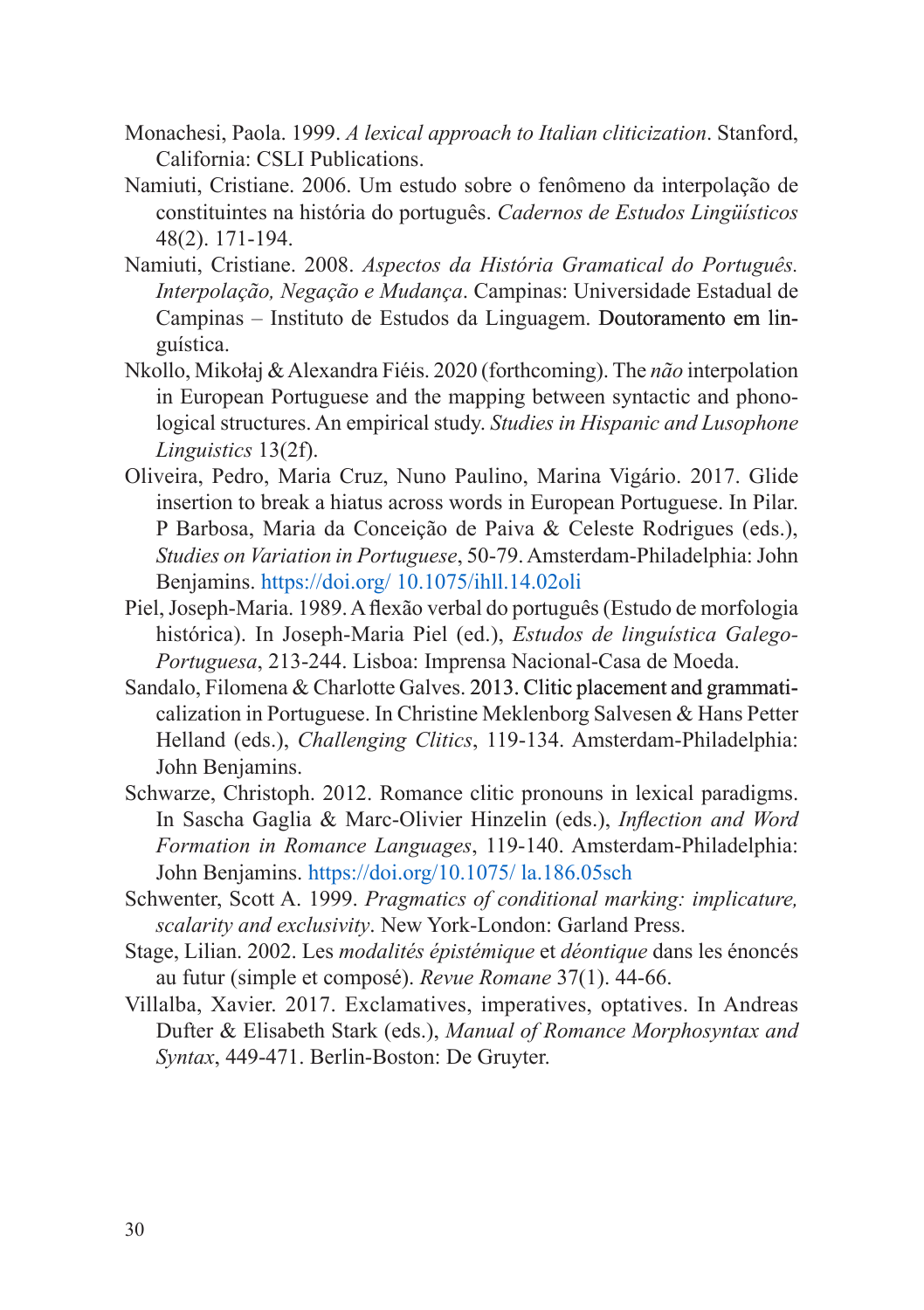Monachesi, Paola. 1999. *A lexical approach to Italian cliticization*. Stanford, California: CSLI Publications.

Namiuti, Cristiane. 2006. Um estudo sobre o fenômeno da interpolação de constituintes na história do português. *Cadernos de Estudos Lingüísticos* 48(2). 171-194.

Namiuti, Cristiane. 2008. *Aspectos da História Gramatical do Português. Interpolação, Negação e Mudança*. Campinas: Universidade Estadual de Campinas – Instituto de Estudos da Linguagem. Doutoramento em linguística.

Nkollo, Mikołaj & Alexandra Fiéis. 2020 (forthcoming). The *não* interpolation in European Portuguese and the mapping between syntactic and phonological structures. An empirical study. *Studies in Hispanic and Lusophone Linguistics* 13(2f).

Oliveira, Pedro, Maria Cruz, Nuno Paulino, Marina Vigário. 2017. Glide insertion to break a hiatus across words in European Portuguese. In Pilar. P Barbosa, Maria da Conceição de Paiva & Celeste Rodrigues (eds.), *Studies on Variation in Portuguese*, 50-79. Amsterdam-Philadelphia: John Benjamins. https://doi.org/ 10.1075/ihll.14.02oli

Piel, Joseph-Maria. 1989. A flexão verbal do português (Estudo de morfologia histórica). In Joseph-Maria Piel (ed.), *Estudos de linguística Galego-Portuguesa*, 213-244. Lisboa: Imprensa Nacional-Casa de Moeda.

Sandalo, Filomena & Charlotte Galves. 2013. Clitic placement and grammaticalization in Portuguese. In Christine Meklenborg Salvesen & Hans Petter Helland (eds.), *Challenging Clitics*, 119-134. Amsterdam-Philadelphia: John Benjamins.

Schwarze, Christoph. 2012. Romance clitic pronouns in lexical paradigms. In Sascha Gaglia & Marc-Olivier Hinzelin (eds.), *Inflection and Word Formation in Romance Languages*, 119-140. Amsterdam-Philadelphia: John Benjamins. https://doi.org/10.1075/ la.186.05sch

Schwenter, Scott A. 1999. *Pragmatics of conditional marking: implicature, scalarity and exclusivity*. New York-London: Garland Press.

Stage, Lilian. 2002. Les *modalités épistémique* et *déontique* dans les énoncés au futur (simple et composé). *Revue Romane* 37(1). 44-66.

Villalba, Xavier. 2017. Exclamatives, imperatives, optatives. In Andreas Dufter & Elisabeth Stark (eds.), *Manual of Romance Morphosyntax and Syntax*, 449-471. Berlin-Boston: De Gruyter.